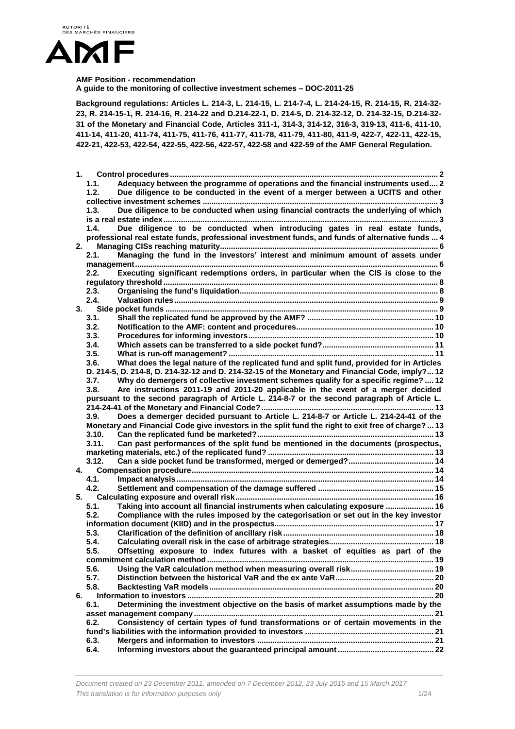AUTORITÉ DES MARCHÉS FINANCIERS

AMF

**AMF Position - recommendation**
**A guide to the monitoring of collective investment schemes – DOC-2011-25**

**Background regulations: Articles L. 214-3, L. 214-15, L. 214-7-4, L. 214-24-15, R. 214-15, R. 214-32-23, R. 214-15-1, R. 214-16, R. 214-22 and D.214-22-1, D. 214-5, D. 214-32-12, D. 214-32-15, D.214-32-31 of the Monetary and Financial Code, Articles 311-1, 314-3, 314-12, 316-3, 319-13, 411-6, 411-10, 411-14, 411-20, 411-74, 411-75, 411-76, 411-77, 411-78, 411-79, 411-80, 411-9, 422-7, 422-11, 422-15, 422-21, 422-53, 422-54, 422-55, 422-56, 422-57, 422-58 and 422-59 of the AMF General Regulation.**

1. Control procedures ..... 2
   - 1.1. Adequacy between the programme of operations and the financial instruments used ..... 2
   - 1.2. Due diligence to be conducted in the event of a merger between a UCITS and other collective investment schemes ..... 3
   - 1.3. Due diligence to be conducted when using financial contracts the underlying of which is a real estate index ..... 3
   - 1.4. Due diligence to be conducted when introducing gates in real estate funds, professional real estate funds, professional investment funds, and funds of alternative funds ..... 4
2. Managing CISs reaching maturity ..... 6
   - 2.1. Managing the fund in the investors' interest and minimum amount of assets under management ..... 6
   - 2.2. Executing significant redemptions orders, in particular when the CIS is close to the regulatory threshold ..... 8
   - 2.3. Organising the fund's liquidation ..... 8
   - 2.4. Valuation rules ..... 9
3. Side pocket funds ..... 9
   - 3.1. Shall the replicated fund be approved by the AMF? ..... 10
   - 3.2. Notification to the AMF: content and procedures ..... 10
   - 3.3. Procedures for informing investors ..... 10
   - 3.4. Which assets can be transferred to a side pocket fund? ..... 11
   - 3.5. What is run-off management? ..... 11
   - 3.6. What does the legal nature of the replicated fund and split fund, provided for in Articles D. 214-5, D. 214-8, D. 214-32-12 and D. 214-32-15 of the Monetary and Financial Code, imply? ..... 12
   - 3.7. Why do demergers of collective investment schemes qualify for a specific regime? ..... 12
   - 3.8. Are instructions 2011-19 and 2011-20 applicable in the event of a merger decided pursuant to the second paragraph of Article L. 214-8-7 or the second paragraph of Article L. 214-24-41 of the Monetary and Financial Code? ..... 13
   - 3.9. Does a demerger decided pursuant to Article L. 214-8-7 or Article L. 214-24-41 of the Monetary and Financial Code give investors in the split fund the right to exit free of charge? ..... 13
   - 3.10. Can the replicated fund be marketed? ..... 13
   - 3.11. Can past performances of the split fund be mentioned in the documents (prospectus, marketing materials, etc.) of the replicated fund? ..... 13
   - 3.12. Can a side pocket fund be transformed, merged or demerged? ..... 14
4. Compensation procedure ..... 14
   - 4.1. Impact analysis ..... 14
   - 4.2. Settlement and compensation of the damage suffered ..... 15
5. Calculating exposure and overall risk ..... 16
   - 5.1. Taking into account all financial instruments when calculating exposure ..... 16
   - 5.2. Compliance with the rules imposed by the categorisation or set out in the key investor information document (KIID) and in the prospectus ..... 17
   - 5.3. Clarification of the definition of ancillary risk ..... 18
   - 5.4. Calculating overall risk in the case of arbitrage strategies ..... 18
   - 5.5. Offsetting exposure to index futures with a basket of equities as part of the commitment calculation method ..... 19
   - 5.6. Using the VaR calculation method when measuring overall risk ..... 19
   - 5.7. Distinction between the historical VaR and the ex ante VaR ..... 20
   - 5.8. Backtesting VaR models ..... 20
6. Information to investors ..... 20
   - 6.1. Determining the investment objective on the basis of market assumptions made by the asset management company ..... 21
   - 6.2. Consistency of certain types of fund transformations or of certain movements in the fund's liabilities with the information provided to investors ..... 21
   - 6.3. Mergers and information to investors ..... 21
   - 6.4. Informing investors about the guaranteed principal amount ..... 22

*Document created on 23 December 2011, amended on 7 December 2012, 23 July 2015 and 15 March 2017*
*This translation is for information purposes only*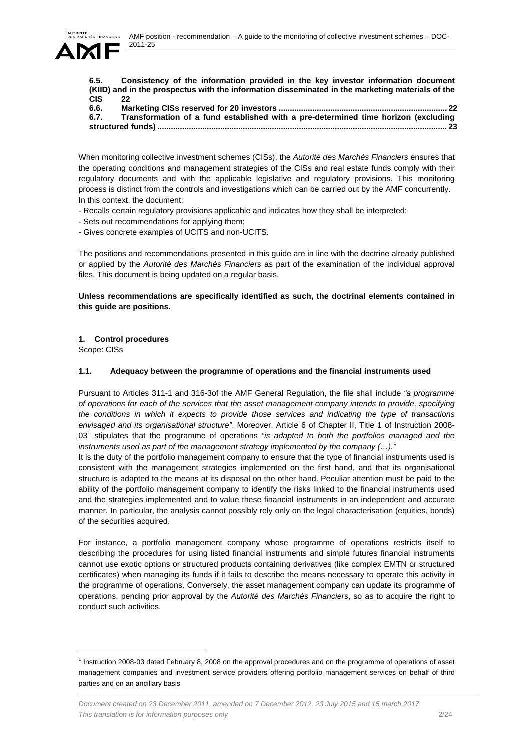**6.5. Consistency of the information provided in the key investor information document (KIID) and in the prospectus with the information disseminated in the marketing materials of the CIS 22**

**6.6. Marketing CISs reserved for 20 investors ........................................................................ 22**

**6.7. Transformation of a fund established with a pre-determined time horizon (excluding structured funds) ............................................................................................................................. 23**

When monitoring collective investment schemes (CISs), the *Autorité des Marchés Financiers* ensures that the operating conditions and management strategies of the CISs and real estate funds comply with their regulatory documents and with the applicable legislative and regulatory provisions. This monitoring process is distinct from the controls and investigations which can be carried out by the AMF concurrently. In this context, the document:

- Recalls certain regulatory provisions applicable and indicates how they shall be interpreted;
- Sets out recommendations for applying them;
- Gives concrete examples of UCITS and non-UCITS.

The positions and recommendations presented in this guide are in line with the doctrine already published or applied by the *Autorité des Marchés Financiers* as part of the examination of the individual approval files. This document is being updated on a regular basis.

**Unless recommendations are specifically identified as such, the doctrinal elements contained in this guide are positions.**

## 1. Control procedures

Scope: CISs

### 1.1. Adequacy between the programme of operations and the financial instruments used

Pursuant to Articles 311-1 and 316-3of the AMF General Regulation, the file shall include *"a programme of operations for each of the services that the asset management company intends to provide, specifying the conditions in which it expects to provide those services and indicating the type of transactions envisaged and its organisational structure"*. Moreover, Article 6 of Chapter II, Title 1 of Instruction 2008-03[1] stipulates that the programme of operations *"is adapted to both the portfolios managed and the instruments used as part of the management strategy implemented by the company (…)."*

It is the duty of the portfolio management company to ensure that the type of financial instruments used is consistent with the management strategies implemented on the first hand, and that its organisational structure is adapted to the means at its disposal on the other hand. Peculiar attention must be paid to the ability of the portfolio management company to identify the risks linked to the financial instruments used and the strategies implemented and to value these financial instruments in an independent and accurate manner. In particular, the analysis cannot possibly rely only on the legal characterisation (equities, bonds) of the securities acquired.

For instance, a portfolio management company whose programme of operations restricts itself to describing the procedures for using listed financial instruments and simple futures financial instruments cannot use exotic options or structured products containing derivatives (like complex EMTN or structured certificates) when managing its funds if it fails to describe the means necessary to operate this activity in the programme of operations. Conversely, the asset management company can update its programme of operations, pending prior approval by the *Autorité des Marchés Financiers*, so as to acquire the right to conduct such activities.

[1] Instruction 2008-03 dated February 8, 2008 on the approval procedures and on the programme of operations of asset management companies and investment service providers offering portfolio management services on behalf of third parties and on an ancillary basis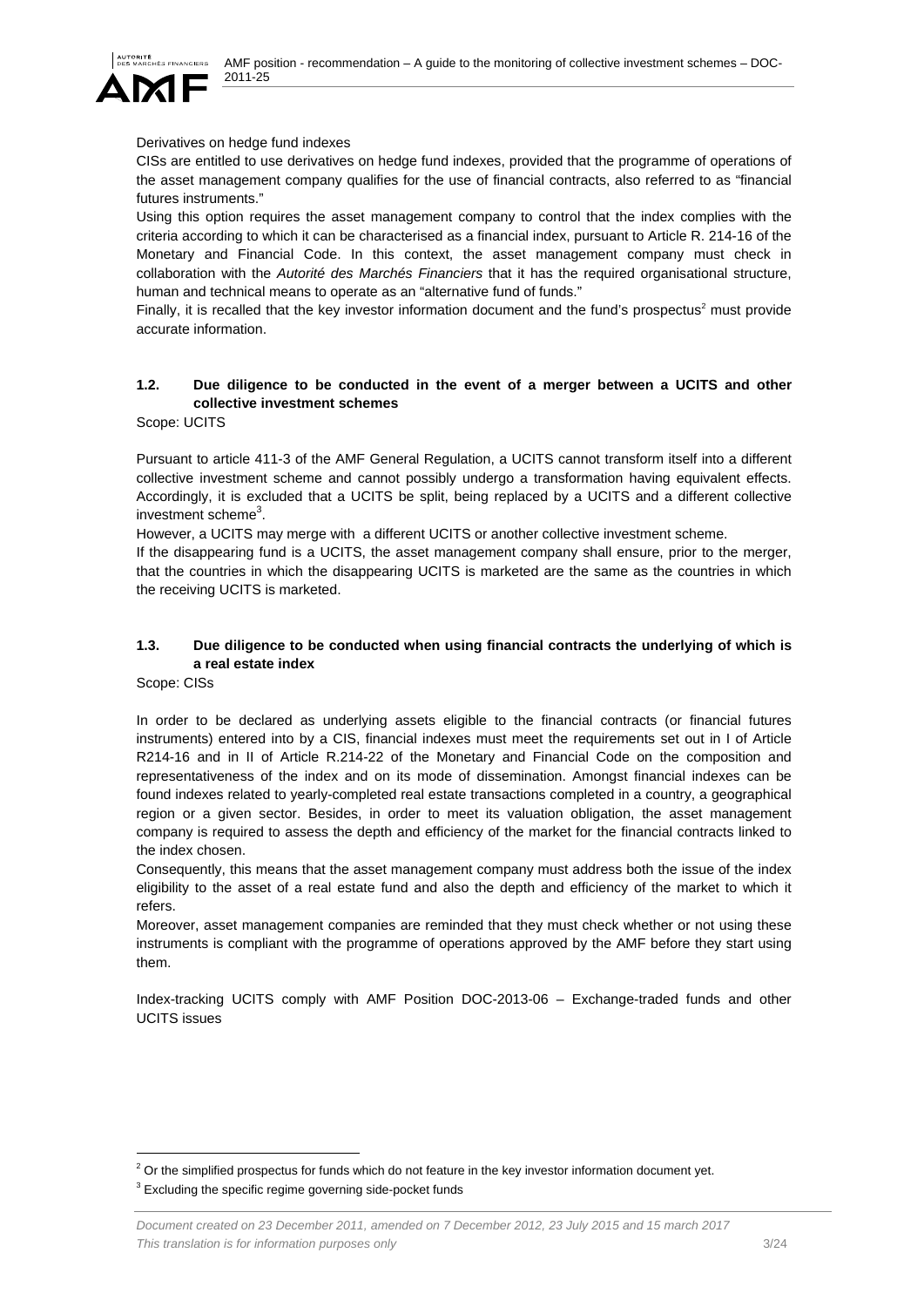Derivatives on hedge fund indexes

CISs are entitled to use derivatives on hedge fund indexes, provided that the programme of operations of the asset management company qualifies for the use of financial contracts, also referred to as "financial futures instruments."

Using this option requires the asset management company to control that the index complies with the criteria according to which it can be characterised as a financial index, pursuant to Article R. 214-16 of the Monetary and Financial Code. In this context, the asset management company must check in collaboration with the *Autorité des Marchés Financiers* that it has the required organisational structure, human and technical means to operate as an "alternative fund of funds."

Finally, it is recalled that the key investor information document and the fund's prospectus[2] must provide accurate information.

### 1.2. Due diligence to be conducted in the event of a merger between a UCITS and other collective investment schemes

Scope: UCITS

Pursuant to article 411-3 of the AMF General Regulation, a UCITS cannot transform itself into a different collective investment scheme and cannot possibly undergo a transformation having equivalent effects. Accordingly, it is excluded that a UCITS be split, being replaced by a UCITS and a different collective investment scheme[3].

However, a UCITS may merge with a different UCITS or another collective investment scheme.

If the disappearing fund is a UCITS, the asset management company shall ensure, prior to the merger, that the countries in which the disappearing UCITS is marketed are the same as the countries in which the receiving UCITS is marketed.

### 1.3. Due diligence to be conducted when using financial contracts the underlying of which is a real estate index

Scope: CISs

In order to be declared as underlying assets eligible to the financial contracts (or financial futures instruments) entered into by a CIS, financial indexes must meet the requirements set out in I of Article R214-16 and in II of Article R.214-22 of the Monetary and Financial Code on the composition and representativeness of the index and on its mode of dissemination. Amongst financial indexes can be found indexes related to yearly-completed real estate transactions completed in a country, a geographical region or a given sector. Besides, in order to meet its valuation obligation, the asset management company is required to assess the depth and efficiency of the market for the financial contracts linked to the index chosen.

Consequently, this means that the asset management company must address both the issue of the index eligibility to the asset of a real estate fund and also the depth and efficiency of the market to which it refers.

Moreover, asset management companies are reminded that they must check whether or not using these instruments is compliant with the programme of operations approved by the AMF before they start using them.

Index-tracking UCITS comply with AMF Position DOC-2013-06 – Exchange-traded funds and other UCITS issues

[2] Or the simplified prospectus for funds which do not feature in the key investor information document yet.

[3] Excluding the specific regime governing side-pocket funds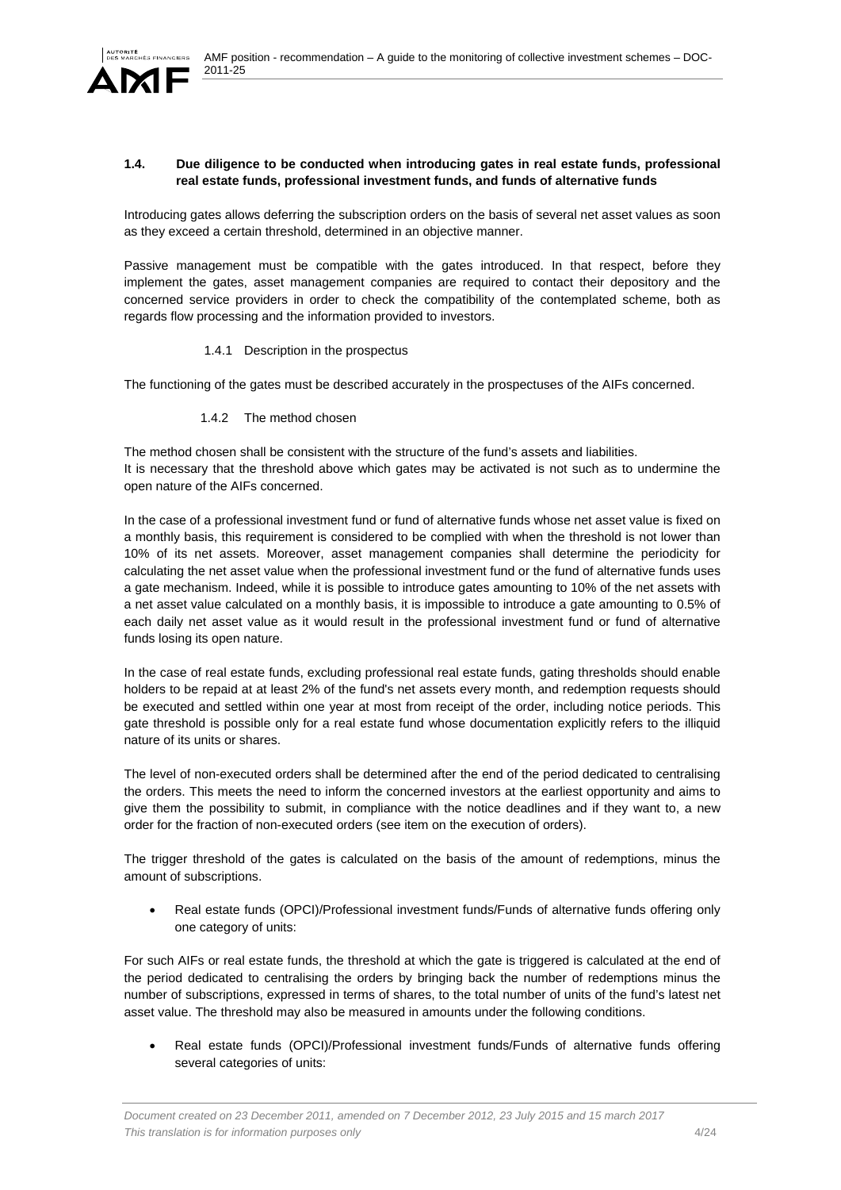### 1.4. Due diligence to be conducted when introducing gates in real estate funds, professional real estate funds, professional investment funds, and funds of alternative funds

Introducing gates allows deferring the subscription orders on the basis of several net asset values as soon as they exceed a certain threshold, determined in an objective manner.

Passive management must be compatible with the gates introduced. In that respect, before they implement the gates, asset management companies are required to contact their depository and the concerned service providers in order to check the compatibility of the contemplated scheme, both as regards flow processing and the information provided to investors.

#### 1.4.1 Description in the prospectus

The functioning of the gates must be described accurately in the prospectuses of the AIFs concerned.

#### 1.4.2 The method chosen

The method chosen shall be consistent with the structure of the fund's assets and liabilities.
It is necessary that the threshold above which gates may be activated is not such as to undermine the open nature of the AIFs concerned.

In the case of a professional investment fund or fund of alternative funds whose net asset value is fixed on a monthly basis, this requirement is considered to be complied with when the threshold is not lower than 10% of its net assets. Moreover, asset management companies shall determine the periodicity for calculating the net asset value when the professional investment fund or the fund of alternative funds uses a gate mechanism. Indeed, while it is possible to introduce gates amounting to 10% of the net assets with a net asset value calculated on a monthly basis, it is impossible to introduce a gate amounting to 0.5% of each daily net asset value as it would result in the professional investment fund or fund of alternative funds losing its open nature.

In the case of real estate funds, excluding professional real estate funds, gating thresholds should enable holders to be repaid at at least 2% of the fund's net assets every month, and redemption requests should be executed and settled within one year at most from receipt of the order, including notice periods. This gate threshold is possible only for a real estate fund whose documentation explicitly refers to the illiquid nature of its units or shares.

The level of non-executed orders shall be determined after the end of the period dedicated to centralising the orders. This meets the need to inform the concerned investors at the earliest opportunity and aims to give them the possibility to submit, in compliance with the notice deadlines and if they want to, a new order for the fraction of non-executed orders (see item on the execution of orders).

The trigger threshold of the gates is calculated on the basis of the amount of redemptions, minus the amount of subscriptions.

- Real estate funds (OPCI)/Professional investment funds/Funds of alternative funds offering only one category of units:

For such AIFs or real estate funds, the threshold at which the gate is triggered is calculated at the end of the period dedicated to centralising the orders by bringing back the number of redemptions minus the number of subscriptions, expressed in terms of shares, to the total number of units of the fund's latest net asset value. The threshold may also be measured in amounts under the following conditions.

- Real estate funds (OPCI)/Professional investment funds/Funds of alternative funds offering several categories of units: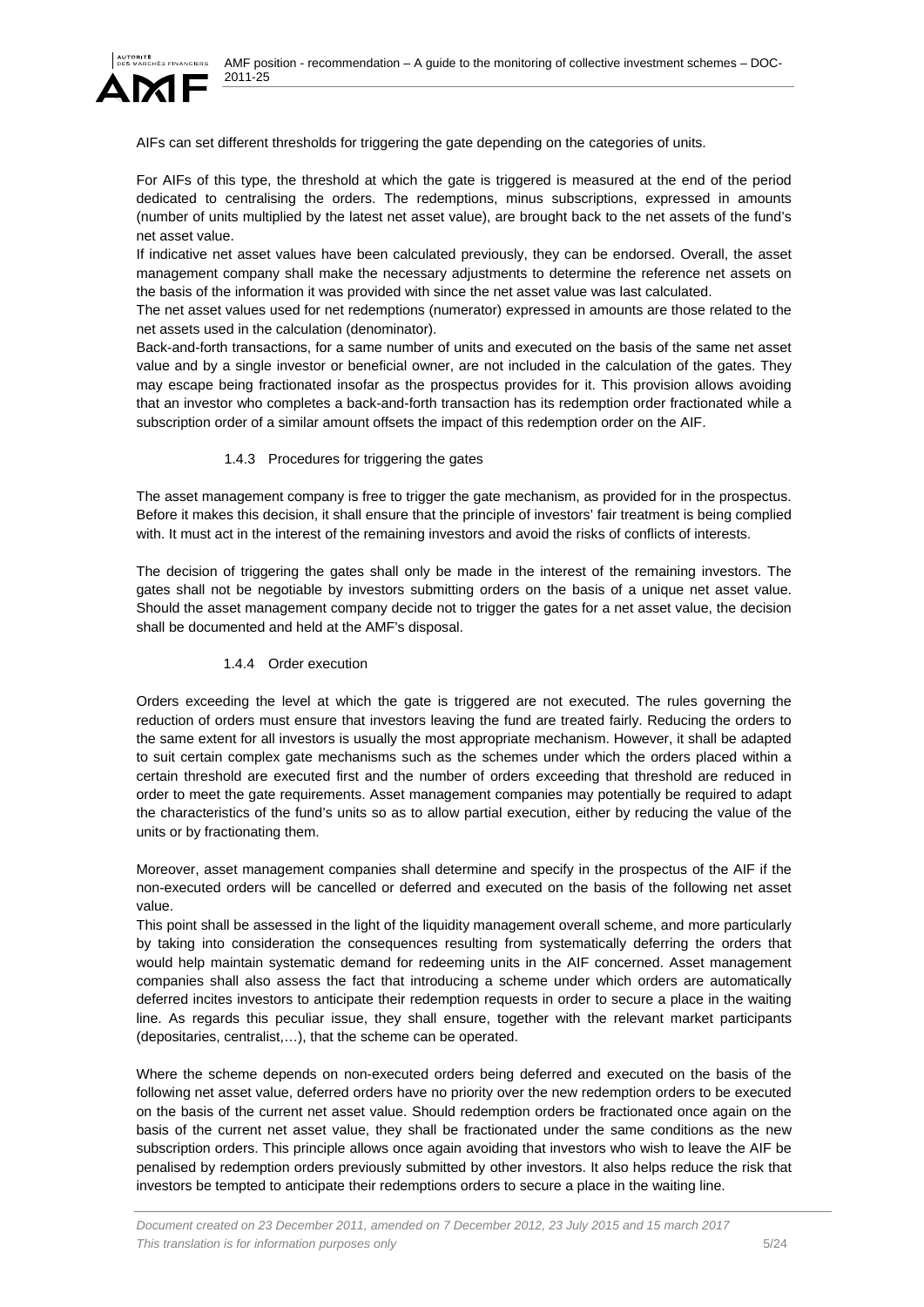AIFs can set different thresholds for triggering the gate depending on the categories of units.

For AIFs of this type, the threshold at which the gate is triggered is measured at the end of the period dedicated to centralising the orders. The redemptions, minus subscriptions, expressed in amounts (number of units multiplied by the latest net asset value), are brought back to the net assets of the fund's net asset value.

If indicative net asset values have been calculated previously, they can be endorsed. Overall, the asset management company shall make the necessary adjustments to determine the reference net assets on the basis of the information it was provided with since the net asset value was last calculated.

The net asset values used for net redemptions (numerator) expressed in amounts are those related to the net assets used in the calculation (denominator).

Back-and-forth transactions, for a same number of units and executed on the basis of the same net asset value and by a single investor or beneficial owner, are not included in the calculation of the gates. They may escape being fractionated insofar as the prospectus provides for it. This provision allows avoiding that an investor who completes a back-and-forth transaction has its redemption order fractionated while a subscription order of a similar amount offsets the impact of this redemption order on the AIF.

#### 1.4.3 Procedures for triggering the gates

The asset management company is free to trigger the gate mechanism, as provided for in the prospectus. Before it makes this decision, it shall ensure that the principle of investors' fair treatment is being complied with. It must act in the interest of the remaining investors and avoid the risks of conflicts of interests.

The decision of triggering the gates shall only be made in the interest of the remaining investors. The gates shall not be negotiable by investors submitting orders on the basis of a unique net asset value. Should the asset management company decide not to trigger the gates for a net asset value, the decision shall be documented and held at the AMF's disposal.

#### 1.4.4 Order execution

Orders exceeding the level at which the gate is triggered are not executed. The rules governing the reduction of orders must ensure that investors leaving the fund are treated fairly. Reducing the orders to the same extent for all investors is usually the most appropriate mechanism. However, it shall be adapted to suit certain complex gate mechanisms such as the schemes under which the orders placed within a certain threshold are executed first and the number of orders exceeding that threshold are reduced in order to meet the gate requirements. Asset management companies may potentially be required to adapt the characteristics of the fund's units so as to allow partial execution, either by reducing the value of the units or by fractionating them.

Moreover, asset management companies shall determine and specify in the prospectus of the AIF if the non-executed orders will be cancelled or deferred and executed on the basis of the following net asset value.

This point shall be assessed in the light of the liquidity management overall scheme, and more particularly by taking into consideration the consequences resulting from systematically deferring the orders that would help maintain systematic demand for redeeming units in the AIF concerned. Asset management companies shall also assess the fact that introducing a scheme under which orders are automatically deferred incites investors to anticipate their redemption requests in order to secure a place in the waiting line. As regards this peculiar issue, they shall ensure, together with the relevant market participants (depositaries, centralist,…), that the scheme can be operated.

Where the scheme depends on non-executed orders being deferred and executed on the basis of the following net asset value, deferred orders have no priority over the new redemption orders to be executed on the basis of the current net asset value. Should redemption orders be fractionated once again on the basis of the current net asset value, they shall be fractionated under the same conditions as the new subscription orders. This principle allows once again avoiding that investors who wish to leave the AIF be penalised by redemption orders previously submitted by other investors. It also helps reduce the risk that investors be tempted to anticipate their redemptions orders to secure a place in the waiting line.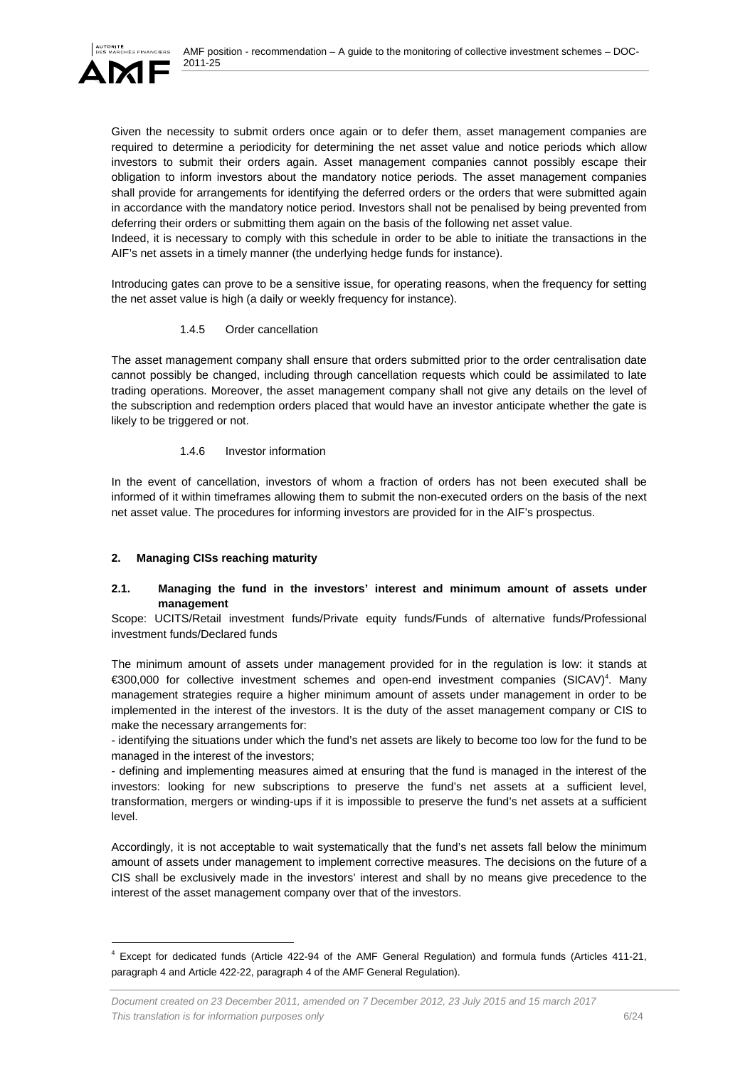Given the necessity to submit orders once again or to defer them, asset management companies are required to determine a periodicity for determining the net asset value and notice periods which allow investors to submit their orders again. Asset management companies cannot possibly escape their obligation to inform investors about the mandatory notice periods. The asset management companies shall provide for arrangements for identifying the deferred orders or the orders that were submitted again in accordance with the mandatory notice period. Investors shall not be penalised by being prevented from deferring their orders or submitting them again on the basis of the following net asset value.
Indeed, it is necessary to comply with this schedule in order to be able to initiate the transactions in the AIF's net assets in a timely manner (the underlying hedge funds for instance).

Introducing gates can prove to be a sensitive issue, for operating reasons, when the frequency for setting the net asset value is high (a daily or weekly frequency for instance).

#### 1.4.5 Order cancellation

The asset management company shall ensure that orders submitted prior to the order centralisation date cannot possibly be changed, including through cancellation requests which could be assimilated to late trading operations. Moreover, the asset management company shall not give any details on the level of the subscription and redemption orders placed that would have an investor anticipate whether the gate is likely to be triggered or not.

#### 1.4.6 Investor information

In the event of cancellation, investors of whom a fraction of orders has not been executed shall be informed of it within timeframes allowing them to submit the non-executed orders on the basis of the next net asset value. The procedures for informing investors are provided for in the AIF's prospectus.

## 2. Managing CISs reaching maturity

### 2.1. Managing the fund in the investors' interest and minimum amount of assets under management

Scope: UCITS/Retail investment funds/Private equity funds/Funds of alternative funds/Professional investment funds/Declared funds

The minimum amount of assets under management provided for in the regulation is low: it stands at €300,000 for collective investment schemes and open-end investment companies (SICAV)[4]. Many management strategies require a higher minimum amount of assets under management in order to be implemented in the interest of the investors. It is the duty of the asset management company or CIS to make the necessary arrangements for:

- identifying the situations under which the fund's net assets are likely to become too low for the fund to be managed in the interest of the investors;
- defining and implementing measures aimed at ensuring that the fund is managed in the interest of the investors: looking for new subscriptions to preserve the fund's net assets at a sufficient level, transformation, mergers or winding-ups if it is impossible to preserve the fund's net assets at a sufficient level.

Accordingly, it is not acceptable to wait systematically that the fund's net assets fall below the minimum amount of assets under management to implement corrective measures. The decisions on the future of a CIS shall be exclusively made in the investors' interest and shall by no means give precedence to the interest of the asset management company over that of the investors.

[4] Except for dedicated funds (Article 422-94 of the AMF General Regulation) and formula funds (Articles 411-21, paragraph 4 and Article 422-22, paragraph 4 of the AMF General Regulation).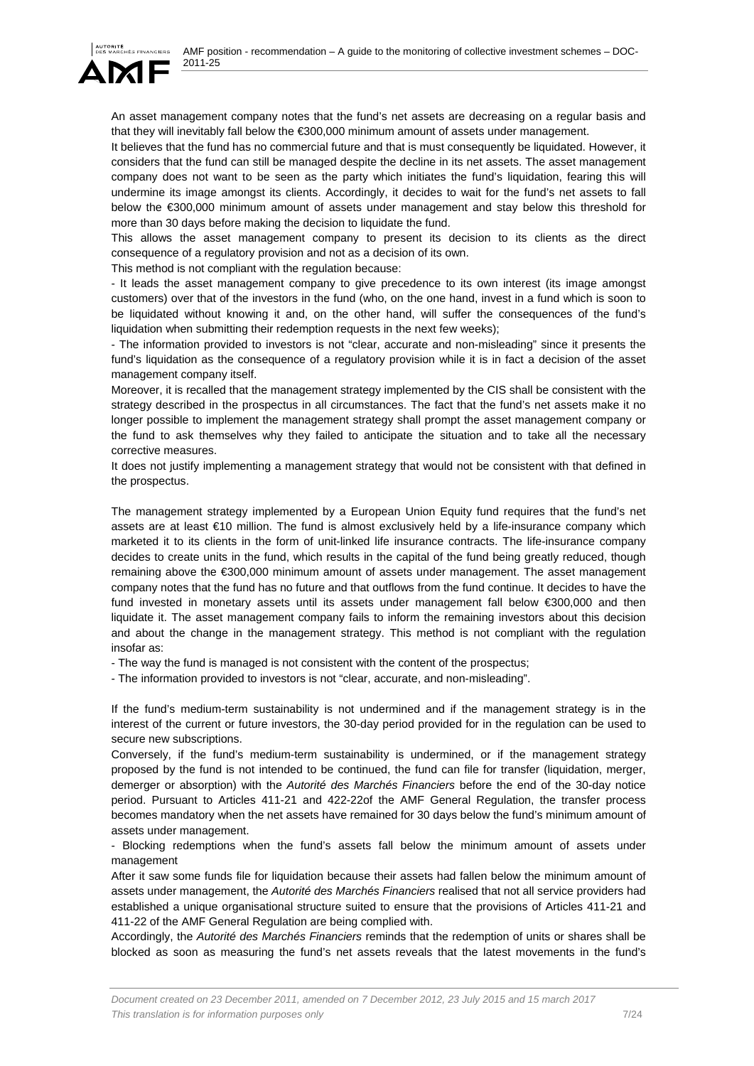An asset management company notes that the fund's net assets are decreasing on a regular basis and that they will inevitably fall below the €300,000 minimum amount of assets under management.

It believes that the fund has no commercial future and that is must consequently be liquidated. However, it considers that the fund can still be managed despite the decline in its net assets. The asset management company does not want to be seen as the party which initiates the fund's liquidation, fearing this will undermine its image amongst its clients. Accordingly, it decides to wait for the fund's net assets to fall below the €300,000 minimum amount of assets under management and stay below this threshold for more than 30 days before making the decision to liquidate the fund.

This allows the asset management company to present its decision to its clients as the direct consequence of a regulatory provision and not as a decision of its own.

This method is not compliant with the regulation because:

- It leads the asset management company to give precedence to its own interest (its image amongst customers) over that of the investors in the fund (who, on the one hand, invest in a fund which is soon to be liquidated without knowing it and, on the other hand, will suffer the consequences of the fund's liquidation when submitting their redemption requests in the next few weeks);
- The information provided to investors is not "clear, accurate and non-misleading" since it presents the fund's liquidation as the consequence of a regulatory provision while it is in fact a decision of the asset management company itself.

Moreover, it is recalled that the management strategy implemented by the CIS shall be consistent with the strategy described in the prospectus in all circumstances. The fact that the fund's net assets make it no longer possible to implement the management strategy shall prompt the asset management company or the fund to ask themselves why they failed to anticipate the situation and to take all the necessary corrective measures.

It does not justify implementing a management strategy that would not be consistent with that defined in the prospectus.

The management strategy implemented by a European Union Equity fund requires that the fund's net assets are at least €10 million. The fund is almost exclusively held by a life-insurance company which marketed it to its clients in the form of unit-linked life insurance contracts. The life-insurance company decides to create units in the fund, which results in the capital of the fund being greatly reduced, though remaining above the €300,000 minimum amount of assets under management. The asset management company notes that the fund has no future and that outflows from the fund continue. It decides to have the fund invested in monetary assets until its assets under management fall below €300,000 and then liquidate it. The asset management company fails to inform the remaining investors about this decision and about the change in the management strategy. This method is not compliant with the regulation insofar as:

- The way the fund is managed is not consistent with the content of the prospectus;
- The information provided to investors is not "clear, accurate, and non-misleading".

If the fund's medium-term sustainability is not undermined and if the management strategy is in the interest of the current or future investors, the 30-day period provided for in the regulation can be used to secure new subscriptions.

Conversely, if the fund's medium-term sustainability is undermined, or if the management strategy proposed by the fund is not intended to be continued, the fund can file for transfer (liquidation, merger, demerger or absorption) with the *Autorité des Marchés Financiers* before the end of the 30-day notice period. Pursuant to Articles 411-21 and 422-22of the AMF General Regulation, the transfer process becomes mandatory when the net assets have remained for 30 days below the fund's minimum amount of assets under management.

- Blocking redemptions when the fund's assets fall below the minimum amount of assets under management

After it saw some funds file for liquidation because their assets had fallen below the minimum amount of assets under management, the *Autorité des Marchés Financiers* realised that not all service providers had established a unique organisational structure suited to ensure that the provisions of Articles 411-21 and 411-22 of the AMF General Regulation are being complied with.

Accordingly, the *Autorité des Marchés Financiers* reminds that the redemption of units or shares shall be blocked as soon as measuring the fund's net assets reveals that the latest movements in the fund's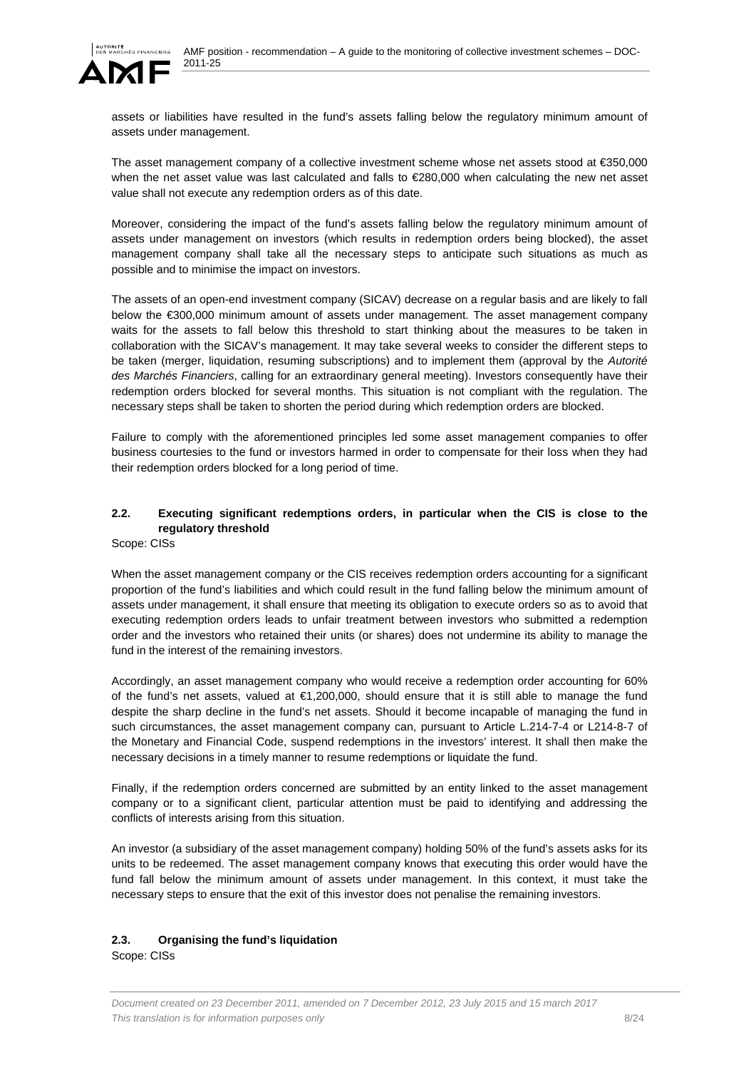assets or liabilities have resulted in the fund's assets falling below the regulatory minimum amount of assets under management.

The asset management company of a collective investment scheme whose net assets stood at €350,000 when the net asset value was last calculated and falls to €280,000 when calculating the new net asset value shall not execute any redemption orders as of this date.

Moreover, considering the impact of the fund's assets falling below the regulatory minimum amount of assets under management on investors (which results in redemption orders being blocked), the asset management company shall take all the necessary steps to anticipate such situations as much as possible and to minimise the impact on investors.

The assets of an open-end investment company (SICAV) decrease on a regular basis and are likely to fall below the €300,000 minimum amount of assets under management. The asset management company waits for the assets to fall below this threshold to start thinking about the measures to be taken in collaboration with the SICAV's management. It may take several weeks to consider the different steps to be taken (merger, liquidation, resuming subscriptions) and to implement them (approval by the *Autorité des Marchés Financiers*, calling for an extraordinary general meeting). Investors consequently have their redemption orders blocked for several months. This situation is not compliant with the regulation. The necessary steps shall be taken to shorten the period during which redemption orders are blocked.

Failure to comply with the aforementioned principles led some asset management companies to offer business courtesies to the fund or investors harmed in order to compensate for their loss when they had their redemption orders blocked for a long period of time.

### 2.2. Executing significant redemptions orders, in particular when the CIS is close to the regulatory threshold

Scope: CISs

When the asset management company or the CIS receives redemption orders accounting for a significant proportion of the fund's liabilities and which could result in the fund falling below the minimum amount of assets under management, it shall ensure that meeting its obligation to execute orders so as to avoid that executing redemption orders leads to unfair treatment between investors who submitted a redemption order and the investors who retained their units (or shares) does not undermine its ability to manage the fund in the interest of the remaining investors.

Accordingly, an asset management company who would receive a redemption order accounting for 60% of the fund's net assets, valued at €1,200,000, should ensure that it is still able to manage the fund despite the sharp decline in the fund's net assets. Should it become incapable of managing the fund in such circumstances, the asset management company can, pursuant to Article L.214-7-4 or L214-8-7 of the Monetary and Financial Code, suspend redemptions in the investors' interest. It shall then make the necessary decisions in a timely manner to resume redemptions or liquidate the fund.

Finally, if the redemption orders concerned are submitted by an entity linked to the asset management company or to a significant client, particular attention must be paid to identifying and addressing the conflicts of interests arising from this situation.

An investor (a subsidiary of the asset management company) holding 50% of the fund's assets asks for its units to be redeemed. The asset management company knows that executing this order would have the fund fall below the minimum amount of assets under management. In this context, it must take the necessary steps to ensure that the exit of this investor does not penalise the remaining investors.

### 2.3. Organising the fund's liquidation

Scope: CISs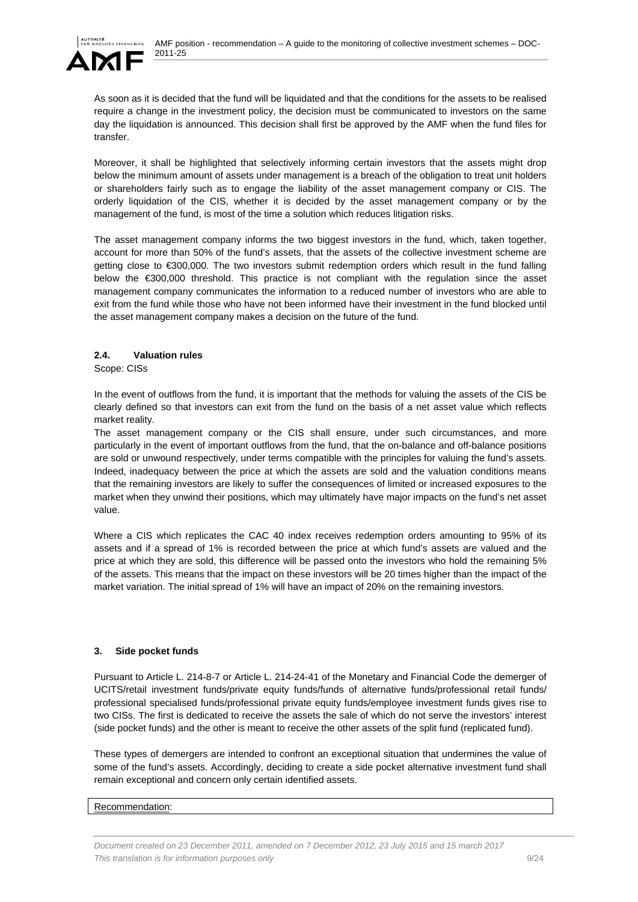As soon as it is decided that the fund will be liquidated and that the conditions for the assets to be realised require a change in the investment policy, the decision must be communicated to investors on the same day the liquidation is announced. This decision shall first be approved by the AMF when the fund files for transfer.

Moreover, it shall be highlighted that selectively informing certain investors that the assets might drop below the minimum amount of assets under management is a breach of the obligation to treat unit holders or shareholders fairly such as to engage the liability of the asset management company or CIS. The orderly liquidation of the CIS, whether it is decided by the asset management company or by the management of the fund, is most of the time a solution which reduces litigation risks.

The asset management company informs the two biggest investors in the fund, which, taken together, account for more than 50% of the fund's assets, that the assets of the collective investment scheme are getting close to €300,000. The two investors submit redemption orders which result in the fund falling below the €300,000 threshold. This practice is not compliant with the regulation since the asset management company communicates the information to a reduced number of investors who are able to exit from the fund while those who have not been informed have their investment in the fund blocked until the asset management company makes a decision on the future of the fund.

### 2.4. Valuation rules

Scope: CISs

In the event of outflows from the fund, it is important that the methods for valuing the assets of the CIS be clearly defined so that investors can exit from the fund on the basis of a net asset value which reflects market reality.

The asset management company or the CIS shall ensure, under such circumstances, and more particularly in the event of important outflows from the fund, that the on-balance and off-balance positions are sold or unwound respectively, under terms compatible with the principles for valuing the fund's assets. Indeed, inadequacy between the price at which the assets are sold and the valuation conditions means that the remaining investors are likely to suffer the consequences of limited or increased exposures to the market when they unwind their positions, which may ultimately have major impacts on the fund's net asset value.

Where a CIS which replicates the CAC 40 index receives redemption orders amounting to 95% of its assets and if a spread of 1% is recorded between the price at which fund's assets are valued and the price at which they are sold, this difference will be passed onto the investors who hold the remaining 5% of the assets. This means that the impact on these investors will be 20 times higher than the impact of the market variation. The initial spread of 1% will have an impact of 20% on the remaining investors.

## 3. Side pocket funds

Pursuant to Article L. 214-8-7 or Article L. 214-24-41 of the Monetary and Financial Code the demerger of UCITS/retail investment funds/private equity funds/funds of alternative funds/professional retail funds/ professional specialised funds/professional private equity funds/employee investment funds gives rise to two CISs. The first is dedicated to receive the assets the sale of which do not serve the investors' interest (side pocket funds) and the other is meant to receive the other assets of the split fund (replicated fund).

These types of demergers are intended to confront an exceptional situation that undermines the value of some of the fund's assets. Accordingly, deciding to create a side pocket alternative investment fund shall remain exceptional and concern only certain identified assets.

Recommendation: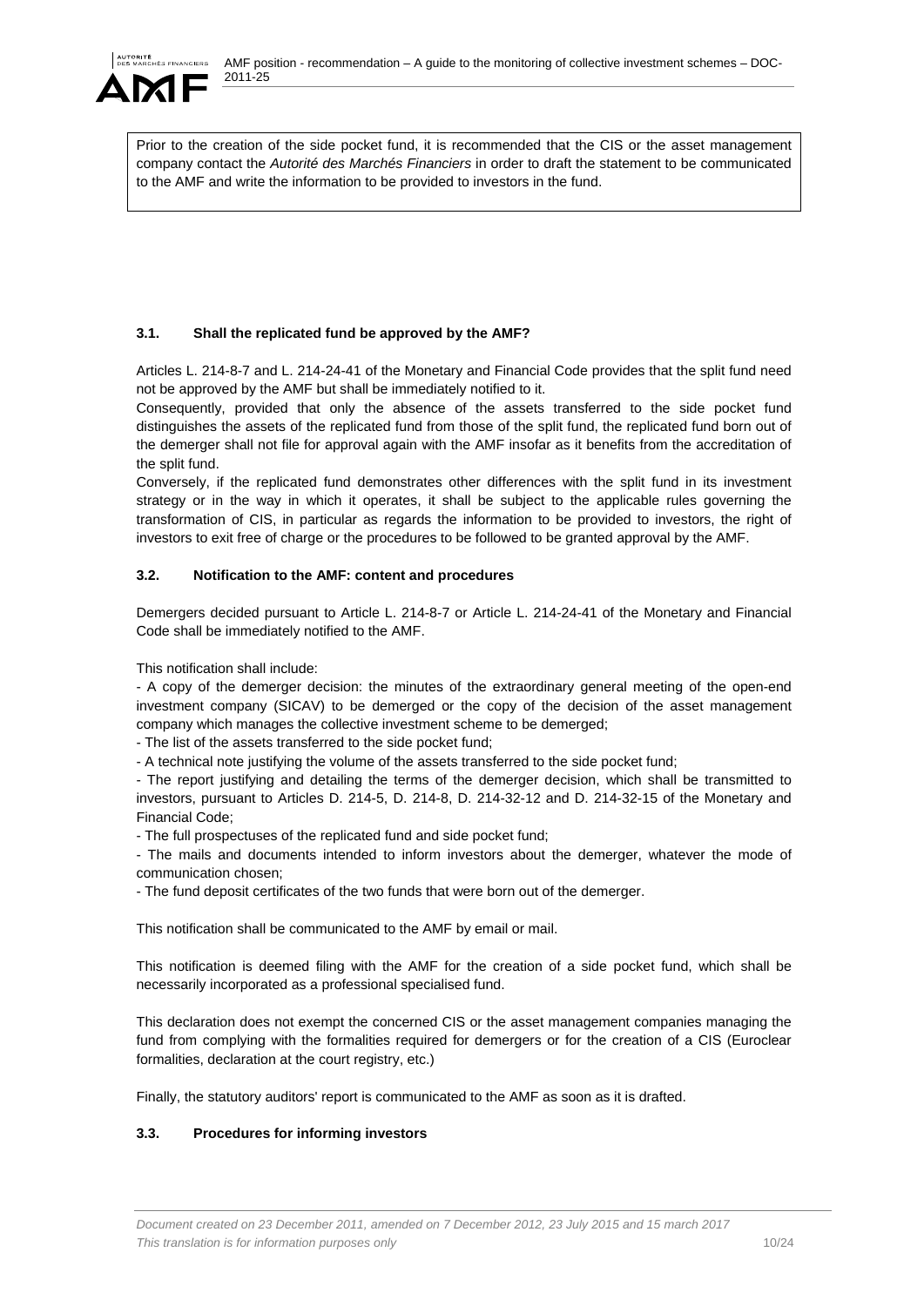Prior to the creation of the side pocket fund, it is recommended that the CIS or the asset management company contact the *Autorité des Marchés Financiers* in order to draft the statement to be communicated to the AMF and write the information to be provided to investors in the fund.

### 3.1. Shall the replicated fund be approved by the AMF?

Articles L. 214-8-7 and L. 214-24-41 of the Monetary and Financial Code provides that the split fund need not be approved by the AMF but shall be immediately notified to it.

Consequently, provided that only the absence of the assets transferred to the side pocket fund distinguishes the assets of the replicated fund from those of the split fund, the replicated fund born out of the demerger shall not file for approval again with the AMF insofar as it benefits from the accreditation of the split fund.

Conversely, if the replicated fund demonstrates other differences with the split fund in its investment strategy or in the way in which it operates, it shall be subject to the applicable rules governing the transformation of CIS, in particular as regards the information to be provided to investors, the right of investors to exit free of charge or the procedures to be followed to be granted approval by the AMF.

### 3.2. Notification to the AMF: content and procedures

Demergers decided pursuant to Article L. 214-8-7 or Article L. 214-24-41 of the Monetary and Financial Code shall be immediately notified to the AMF.

This notification shall include:

- A copy of the demerger decision: the minutes of the extraordinary general meeting of the open-end investment company (SICAV) to be demerged or the copy of the decision of the asset management company which manages the collective investment scheme to be demerged;
- The list of the assets transferred to the side pocket fund;
- A technical note justifying the volume of the assets transferred to the side pocket fund;
- The report justifying and detailing the terms of the demerger decision, which shall be transmitted to investors, pursuant to Articles D. 214-5, D. 214-8, D. 214-32-12 and D. 214-32-15 of the Monetary and Financial Code;
- The full prospectuses of the replicated fund and side pocket fund;
- The mails and documents intended to inform investors about the demerger, whatever the mode of communication chosen;
- The fund deposit certificates of the two funds that were born out of the demerger.

This notification shall be communicated to the AMF by email or mail.

This notification is deemed filing with the AMF for the creation of a side pocket fund, which shall be necessarily incorporated as a professional specialised fund.

This declaration does not exempt the concerned CIS or the asset management companies managing the fund from complying with the formalities required for demergers or for the creation of a CIS (Euroclear formalities, declaration at the court registry, etc.)

Finally, the statutory auditors' report is communicated to the AMF as soon as it is drafted.

### 3.3. Procedures for informing investors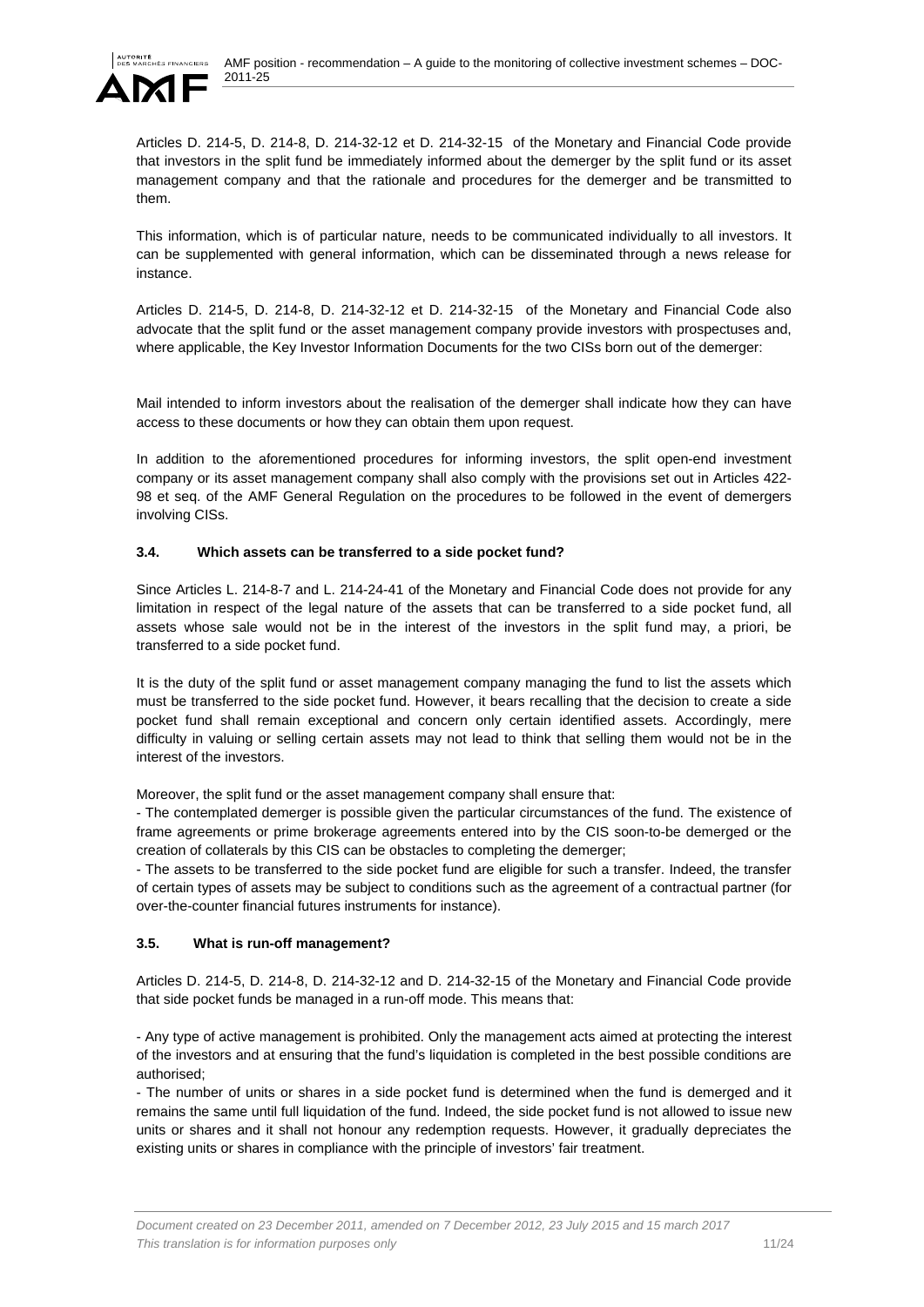Articles D. 214-5, D. 214-8, D. 214-32-12 et D. 214-32-15 of the Monetary and Financial Code provide that investors in the split fund be immediately informed about the demerger by the split fund or its asset management company and that the rationale and procedures for the demerger and be transmitted to them.

This information, which is of particular nature, needs to be communicated individually to all investors. It can be supplemented with general information, which can be disseminated through a news release for instance.

Articles D. 214-5, D. 214-8, D. 214-32-12 et D. 214-32-15 of the Monetary and Financial Code also advocate that the split fund or the asset management company provide investors with prospectuses and, where applicable, the Key Investor Information Documents for the two CISs born out of the demerger:

Mail intended to inform investors about the realisation of the demerger shall indicate how they can have access to these documents or how they can obtain them upon request.

In addition to the aforementioned procedures for informing investors, the split open-end investment company or its asset management company shall also comply with the provisions set out in Articles 422-98 et seq. of the AMF General Regulation on the procedures to be followed in the event of demergers involving CISs.

### 3.4. Which assets can be transferred to a side pocket fund?

Since Articles L. 214-8-7 and L. 214-24-41 of the Monetary and Financial Code does not provide for any limitation in respect of the legal nature of the assets that can be transferred to a side pocket fund, all assets whose sale would not be in the interest of the investors in the split fund may, a priori, be transferred to a side pocket fund.

It is the duty of the split fund or asset management company managing the fund to list the assets which must be transferred to the side pocket fund. However, it bears recalling that the decision to create a side pocket fund shall remain exceptional and concern only certain identified assets. Accordingly, mere difficulty in valuing or selling certain assets may not lead to think that selling them would not be in the interest of the investors.

Moreover, the split fund or the asset management company shall ensure that:

- The contemplated demerger is possible given the particular circumstances of the fund. The existence of frame agreements or prime brokerage agreements entered into by the CIS soon-to-be demerged or the creation of collaterals by this CIS can be obstacles to completing the demerger;
- The assets to be transferred to the side pocket fund are eligible for such a transfer. Indeed, the transfer of certain types of assets may be subject to conditions such as the agreement of a contractual partner (for over-the-counter financial futures instruments for instance).

### 3.5. What is run-off management?

Articles D. 214-5, D. 214-8, D. 214-32-12 and D. 214-32-15 of the Monetary and Financial Code provide that side pocket funds be managed in a run-off mode. This means that:

- Any type of active management is prohibited. Only the management acts aimed at protecting the interest of the investors and at ensuring that the fund's liquidation is completed in the best possible conditions are authorised;
- The number of units or shares in a side pocket fund is determined when the fund is demerged and it remains the same until full liquidation of the fund. Indeed, the side pocket fund is not allowed to issue new units or shares and it shall not honour any redemption requests. However, it gradually depreciates the existing units or shares in compliance with the principle of investors' fair treatment.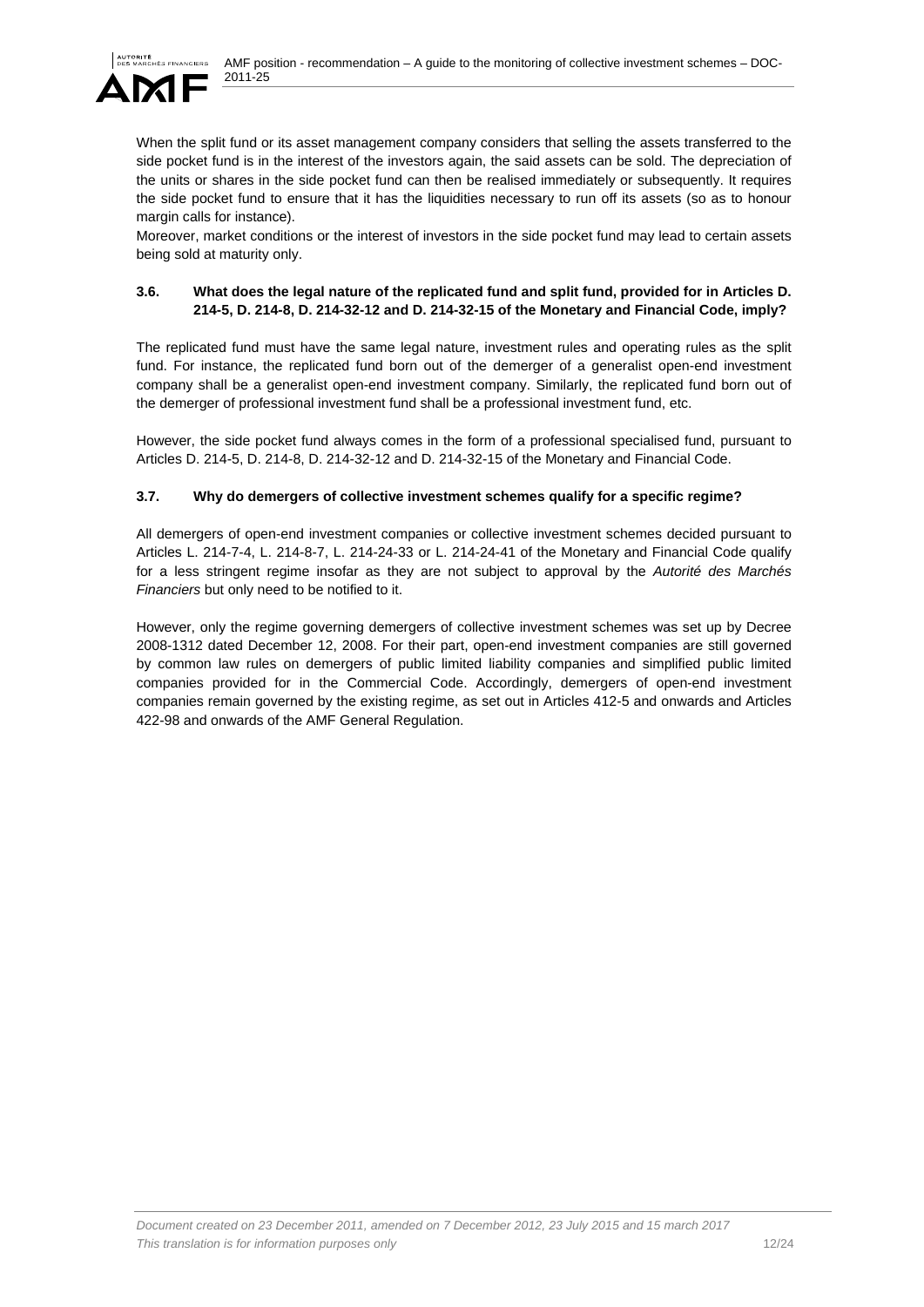When the split fund or its asset management company considers that selling the assets transferred to the side pocket fund is in the interest of the investors again, the said assets can be sold. The depreciation of the units or shares in the side pocket fund can then be realised immediately or subsequently. It requires the side pocket fund to ensure that it has the liquidities necessary to run off its assets (so as to honour margin calls for instance).

Moreover, market conditions or the interest of investors in the side pocket fund may lead to certain assets being sold at maturity only.

### 3.6. What does the legal nature of the replicated fund and split fund, provided for in Articles D. 214-5, D. 214-8, D. 214-32-12 and D. 214-32-15 of the Monetary and Financial Code, imply?

The replicated fund must have the same legal nature, investment rules and operating rules as the split fund. For instance, the replicated fund born out of the demerger of a generalist open-end investment company shall be a generalist open-end investment company. Similarly, the replicated fund born out of the demerger of professional investment fund shall be a professional investment fund, etc.

However, the side pocket fund always comes in the form of a professional specialised fund, pursuant to Articles D. 214-5, D. 214-8, D. 214-32-12 and D. 214-32-15 of the Monetary and Financial Code.

### 3.7. Why do demergers of collective investment schemes qualify for a specific regime?

All demergers of open-end investment companies or collective investment schemes decided pursuant to Articles L. 214-7-4, L. 214-8-7, L. 214-24-33 or L. 214-24-41 of the Monetary and Financial Code qualify for a less stringent regime insofar as they are not subject to approval by the *Autorité des Marchés Financiers* but only need to be notified to it.

However, only the regime governing demergers of collective investment schemes was set up by Decree 2008-1312 dated December 12, 2008. For their part, open-end investment companies are still governed by common law rules on demergers of public limited liability companies and simplified public limited companies provided for in the Commercial Code. Accordingly, demergers of open-end investment companies remain governed by the existing regime, as set out in Articles 412-5 and onwards and Articles 422-98 and onwards of the AMF General Regulation.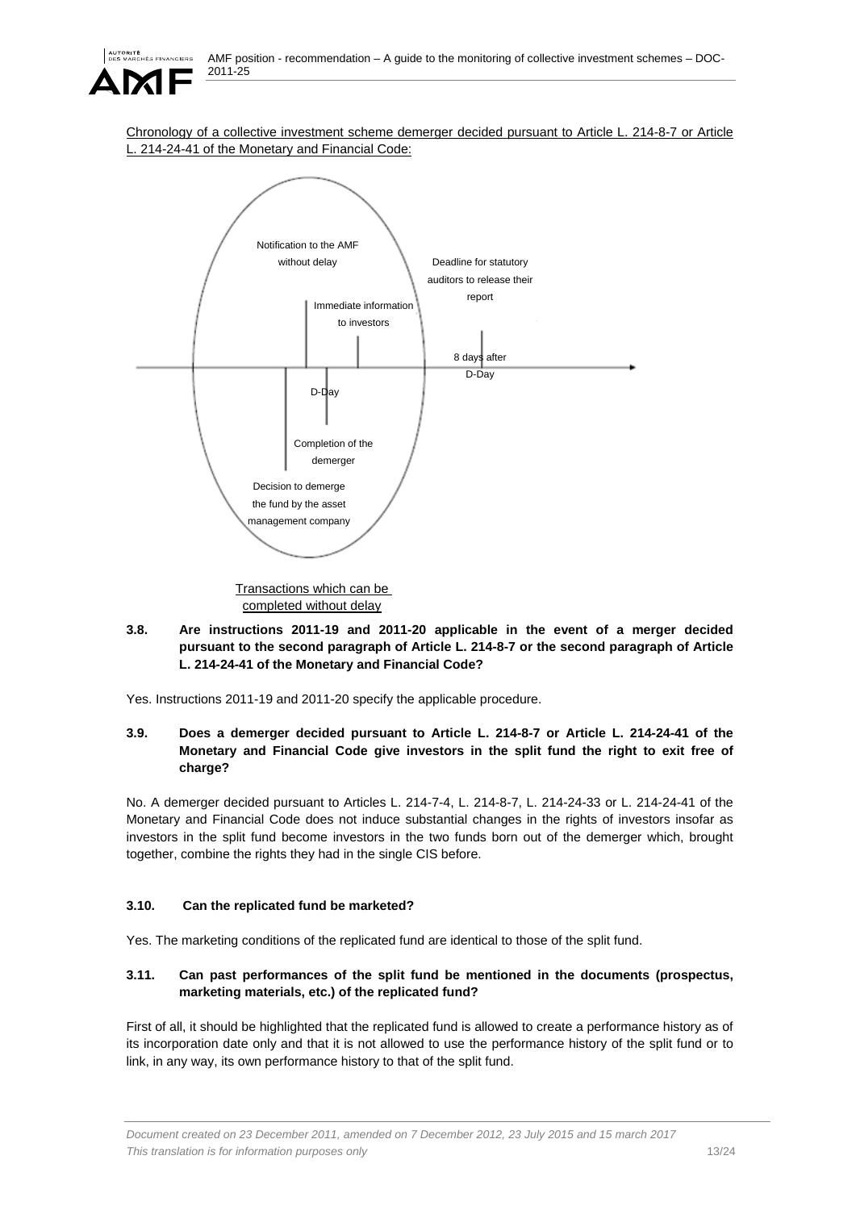Chronology of a collective investment scheme demerger decided pursuant to Article L. 214-8-7 or Article L. 214-24-41 of the Monetary and Financial Code:

Notification to the AMF without delay

Deadline for statutory auditors to release their report

Immediate information to investors

8 days after D-Day

D-Day

Completion of the demerger

Decision to demerge the fund by the asset management company

Transactions which can be completed without delay

**3.8. Are instructions 2011-19 and 2011-20 applicable in the event of a merger decided pursuant to the second paragraph of Article L. 214-8-7 or the second paragraph of Article L. 214-24-41 of the Monetary and Financial Code?**

Yes. Instructions 2011-19 and 2011-20 specify the applicable procedure.

**3.9. Does a demerger decided pursuant to Article L. 214-8-7 or Article L. 214-24-41 of the Monetary and Financial Code give investors in the split fund the right to exit free of charge?**

No. A demerger decided pursuant to Articles L. 214-7-4, L. 214-8-7, L. 214-24-33 or L. 214-24-41 of the Monetary and Financial Code does not induce substantial changes in the rights of investors insofar as investors in the split fund become investors in the two funds born out of the demerger which, brought together, combine the rights they had in the single CIS before.

**3.10. Can the replicated fund be marketed?**

Yes. The marketing conditions of the replicated fund are identical to those of the split fund.

**3.11. Can past performances of the split fund be mentioned in the documents (prospectus, marketing materials, etc.) of the replicated fund?**

First of all, it should be highlighted that the replicated fund is allowed to create a performance history as of its incorporation date only and that it is not allowed to use the performance history of the split fund or to link, in any way, its own performance history to that of the split fund.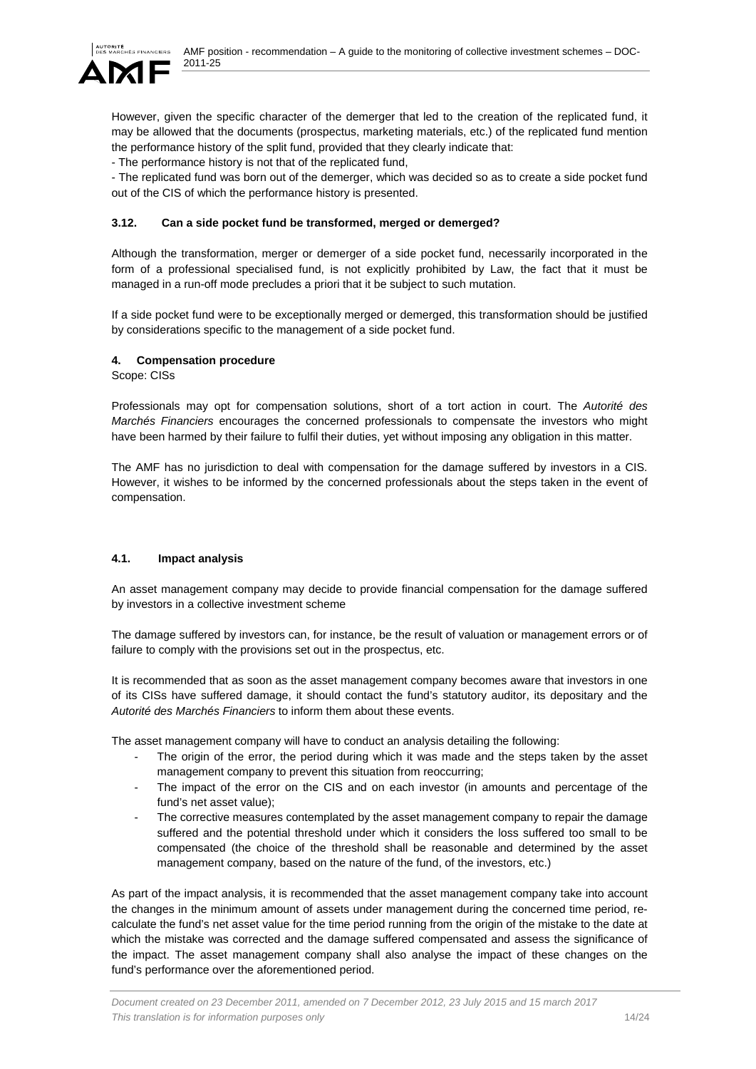However, given the specific character of the demerger that led to the creation of the replicated fund, it may be allowed that the documents (prospectus, marketing materials, etc.) of the replicated fund mention the performance history of the split fund, provided that they clearly indicate that:

- The performance history is not that of the replicated fund,
- The replicated fund was born out of the demerger, which was decided so as to create a side pocket fund out of the CIS of which the performance history is presented.

### 3.12. Can a side pocket fund be transformed, merged or demerged?

Although the transformation, merger or demerger of a side pocket fund, necessarily incorporated in the form of a professional specialised fund, is not explicitly prohibited by Law, the fact that it must be managed in a run-off mode precludes a priori that it be subject to such mutation.

If a side pocket fund were to be exceptionally merged or demerged, this transformation should be justified by considerations specific to the management of a side pocket fund.

## 4. Compensation procedure

Scope: CISs

Professionals may opt for compensation solutions, short of a tort action in court. The *Autorité des Marchés Financiers* encourages the concerned professionals to compensate the investors who might have been harmed by their failure to fulfil their duties, yet without imposing any obligation in this matter.

The AMF has no jurisdiction to deal with compensation for the damage suffered by investors in a CIS. However, it wishes to be informed by the concerned professionals about the steps taken in the event of compensation.

### 4.1. Impact analysis

An asset management company may decide to provide financial compensation for the damage suffered by investors in a collective investment scheme

The damage suffered by investors can, for instance, be the result of valuation or management errors or of failure to comply with the provisions set out in the prospectus, etc.

It is recommended that as soon as the asset management company becomes aware that investors in one of its CISs have suffered damage, it should contact the fund's statutory auditor, its depositary and the *Autorité des Marchés Financiers* to inform them about these events.

The asset management company will have to conduct an analysis detailing the following:

- The origin of the error, the period during which it was made and the steps taken by the asset management company to prevent this situation from reoccurring;
- The impact of the error on the CIS and on each investor (in amounts and percentage of the fund's net asset value);
- The corrective measures contemplated by the asset management company to repair the damage suffered and the potential threshold under which it considers the loss suffered too small to be compensated (the choice of the threshold shall be reasonable and determined by the asset management company, based on the nature of the fund, of the investors, etc.)

As part of the impact analysis, it is recommended that the asset management company take into account the changes in the minimum amount of assets under management during the concerned time period, re-calculate the fund's net asset value for the time period running from the origin of the mistake to the date at which the mistake was corrected and the damage suffered compensated and assess the significance of the impact. The asset management company shall also analyse the impact of these changes on the fund's performance over the aforementioned period.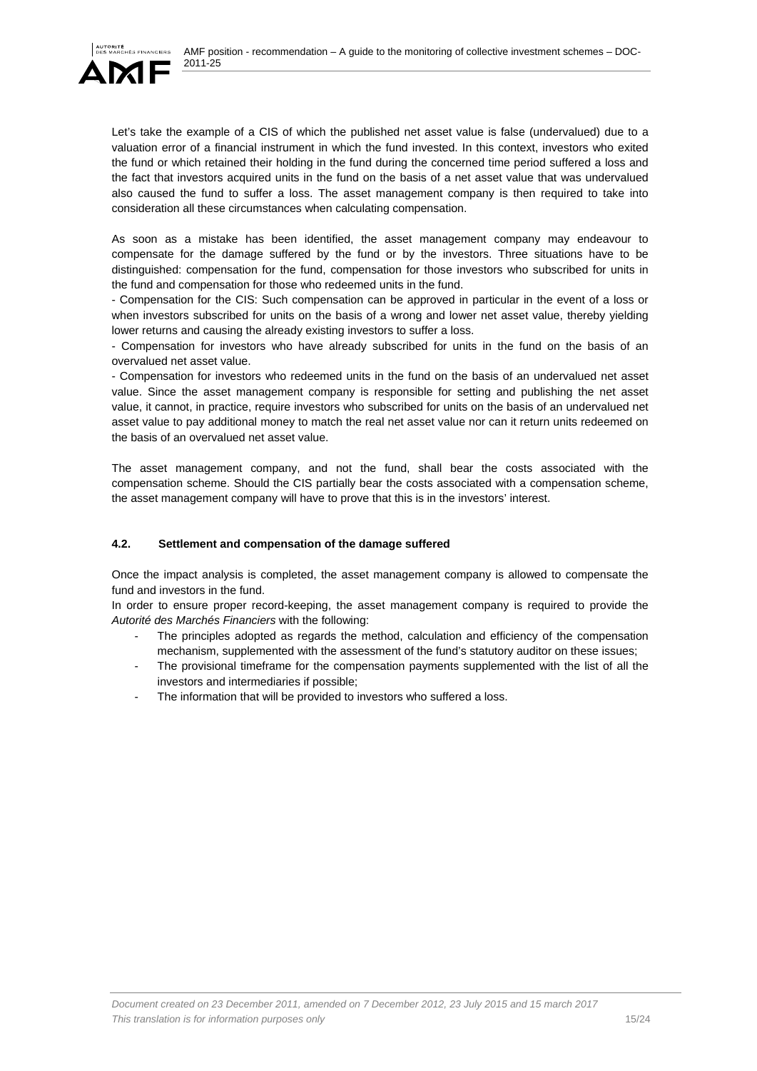Let's take the example of a CIS of which the published net asset value is false (undervalued) due to a valuation error of a financial instrument in which the fund invested. In this context, investors who exited the fund or which retained their holding in the fund during the concerned time period suffered a loss and the fact that investors acquired units in the fund on the basis of a net asset value that was undervalued also caused the fund to suffer a loss. The asset management company is then required to take into consideration all these circumstances when calculating compensation.

As soon as a mistake has been identified, the asset management company may endeavour to compensate for the damage suffered by the fund or by the investors. Three situations have to be distinguished: compensation for the fund, compensation for those investors who subscribed for units in the fund and compensation for those who redeemed units in the fund.

- Compensation for the CIS: Such compensation can be approved in particular in the event of a loss or when investors subscribed for units on the basis of a wrong and lower net asset value, thereby yielding lower returns and causing the already existing investors to suffer a loss.
- Compensation for investors who have already subscribed for units in the fund on the basis of an overvalued net asset value.
- Compensation for investors who redeemed units in the fund on the basis of an undervalued net asset value. Since the asset management company is responsible for setting and publishing the net asset value, it cannot, in practice, require investors who subscribed for units on the basis of an undervalued net asset value to pay additional money to match the real net asset value nor can it return units redeemed on the basis of an overvalued net asset value.

The asset management company, and not the fund, shall bear the costs associated with the compensation scheme. Should the CIS partially bear the costs associated with a compensation scheme, the asset management company will have to prove that this is in the investors' interest.

### 4.2. Settlement and compensation of the damage suffered

Once the impact analysis is completed, the asset management company is allowed to compensate the fund and investors in the fund.

In order to ensure proper record-keeping, the asset management company is required to provide the *Autorité des Marchés Financiers* with the following:

- The principles adopted as regards the method, calculation and efficiency of the compensation mechanism, supplemented with the assessment of the fund's statutory auditor on these issues;
- The provisional timeframe for the compensation payments supplemented with the list of all the investors and intermediaries if possible;
- The information that will be provided to investors who suffered a loss.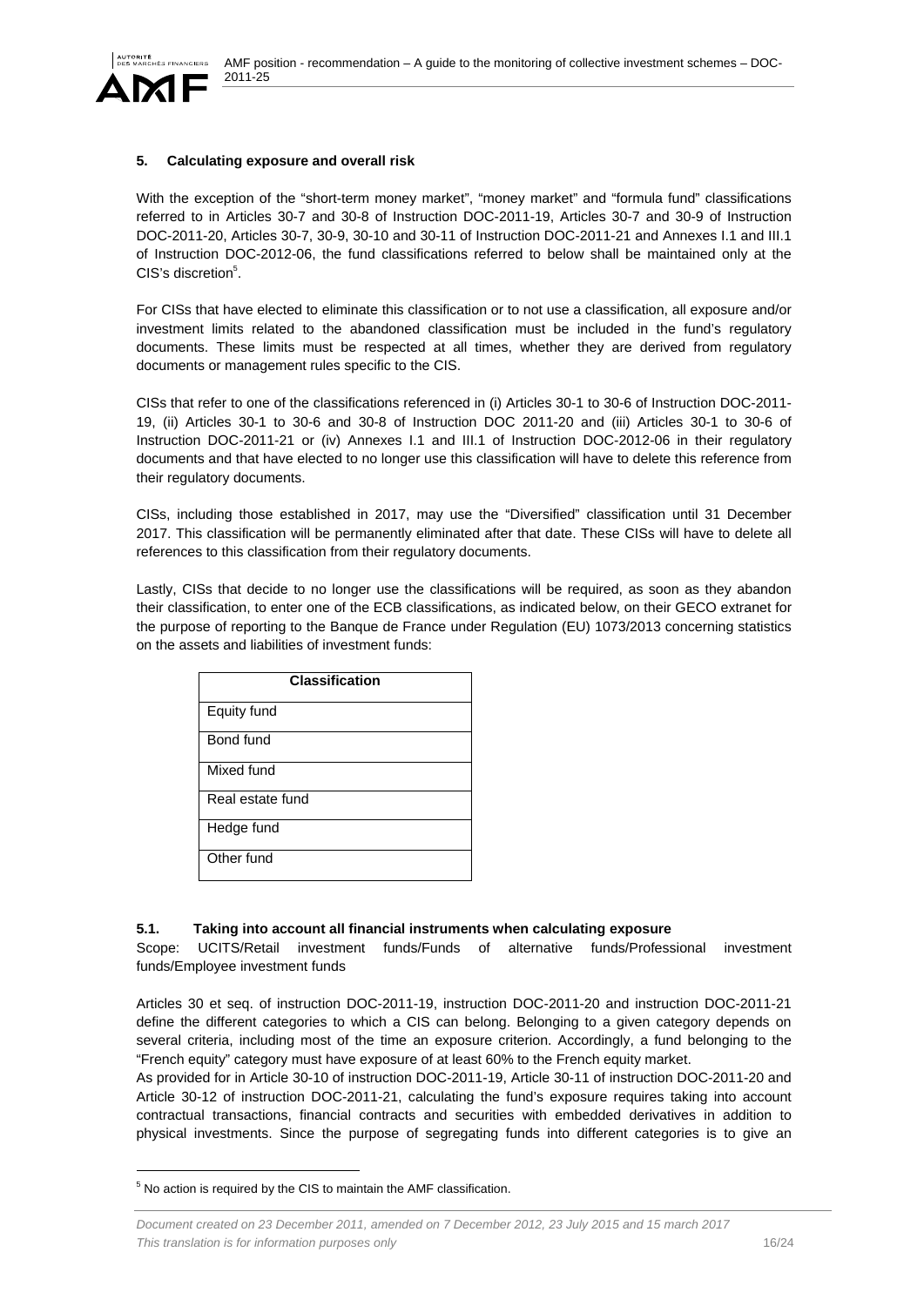## 5. Calculating exposure and overall risk

With the exception of the "short-term money market", "money market" and "formula fund" classifications referred to in Articles 30-7 and 30-8 of Instruction DOC-2011-19, Articles 30-7 and 30-9 of Instruction DOC-2011-20, Articles 30-7, 30-9, 30-10 and 30-11 of Instruction DOC-2011-21 and Annexes I.1 and III.1 of Instruction DOC-2012-06, the fund classifications referred to below shall be maintained only at the CIS's discretion[5].

For CISs that have elected to eliminate this classification or to not use a classification, all exposure and/or investment limits related to the abandoned classification must be included in the fund's regulatory documents. These limits must be respected at all times, whether they are derived from regulatory documents or management rules specific to the CIS.

CISs that refer to one of the classifications referenced in (i) Articles 30-1 to 30-6 of Instruction DOC-2011-19, (ii) Articles 30-1 to 30-6 and 30-8 of Instruction DOC 2011-20 and (iii) Articles 30-1 to 30-6 of Instruction DOC-2011-21 or (iv) Annexes I.1 and III.1 of Instruction DOC-2012-06 in their regulatory documents and that have elected to no longer use this classification will have to delete this reference from their regulatory documents.

CISs, including those established in 2017, may use the "Diversified" classification until 31 December 2017. This classification will be permanently eliminated after that date. These CISs will have to delete all references to this classification from their regulatory documents.

Lastly, CISs that decide to no longer use the classifications will be required, as soon as they abandon their classification, to enter one of the ECB classifications, as indicated below, on their GECO extranet for the purpose of reporting to the Banque de France under Regulation (EU) 1073/2013 concerning statistics on the assets and liabilities of investment funds:

| Classification |
|---|
| Equity fund |
| Bond fund |
| Mixed fund |
| Real estate fund |
| Hedge fund |
| Other fund |

### 5.1. Taking into account all financial instruments when calculating exposure

Scope: UCITS/Retail investment funds/Funds of alternative funds/Professional investment funds/Employee investment funds

Articles 30 et seq. of instruction DOC-2011-19, instruction DOC-2011-20 and instruction DOC-2011-21 define the different categories to which a CIS can belong. Belonging to a given category depends on several criteria, including most of the time an exposure criterion. Accordingly, a fund belonging to the "French equity" category must have exposure of at least 60% to the French equity market.

As provided for in Article 30-10 of instruction DOC-2011-19, Article 30-11 of instruction DOC-2011-20 and Article 30-12 of instruction DOC-2011-21, calculating the fund's exposure requires taking into account contractual transactions, financial contracts and securities with embedded derivatives in addition to physical investments. Since the purpose of segregating funds into different categories is to give an

[5] No action is required by the CIS to maintain the AMF classification.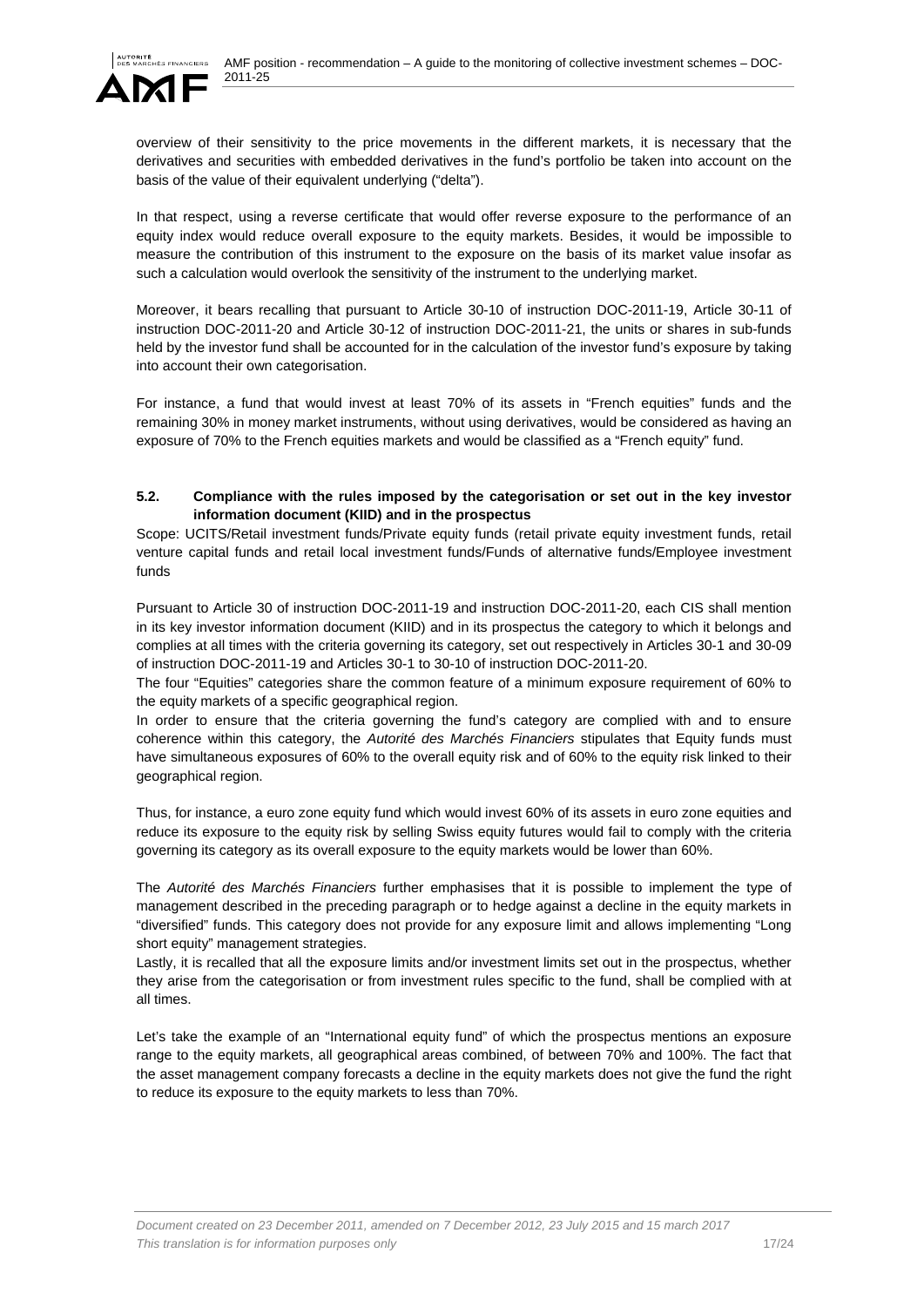overview of their sensitivity to the price movements in the different markets, it is necessary that the derivatives and securities with embedded derivatives in the fund's portfolio be taken into account on the basis of the value of their equivalent underlying ("delta").

In that respect, using a reverse certificate that would offer reverse exposure to the performance of an equity index would reduce overall exposure to the equity markets. Besides, it would be impossible to measure the contribution of this instrument to the exposure on the basis of its market value insofar as such a calculation would overlook the sensitivity of the instrument to the underlying market.

Moreover, it bears recalling that pursuant to Article 30-10 of instruction DOC-2011-19, Article 30-11 of instruction DOC-2011-20 and Article 30-12 of instruction DOC-2011-21, the units or shares in sub-funds held by the investor fund shall be accounted for in the calculation of the investor fund's exposure by taking into account their own categorisation.

For instance, a fund that would invest at least 70% of its assets in "French equities" funds and the remaining 30% in money market instruments, without using derivatives, would be considered as having an exposure of 70% to the French equities markets and would be classified as a "French equity" fund.

### 5.2. Compliance with the rules imposed by the categorisation or set out in the key investor information document (KIID) and in the prospectus

Scope: UCITS/Retail investment funds/Private equity funds (retail private equity investment funds, retail venture capital funds and retail local investment funds/Funds of alternative funds/Employee investment funds

Pursuant to Article 30 of instruction DOC-2011-19 and instruction DOC-2011-20, each CIS shall mention in its key investor information document (KIID) and in its prospectus the category to which it belongs and complies at all times with the criteria governing its category, set out respectively in Articles 30-1 and 30-09 of instruction DOC-2011-19 and Articles 30-1 to 30-10 of instruction DOC-2011-20.

The four "Equities" categories share the common feature of a minimum exposure requirement of 60% to the equity markets of a specific geographical region.

In order to ensure that the criteria governing the fund's category are complied with and to ensure coherence within this category, the *Autorité des Marchés Financiers* stipulates that Equity funds must have simultaneous exposures of 60% to the overall equity risk and of 60% to the equity risk linked to their geographical region.

Thus, for instance, a euro zone equity fund which would invest 60% of its assets in euro zone equities and reduce its exposure to the equity risk by selling Swiss equity futures would fail to comply with the criteria governing its category as its overall exposure to the equity markets would be lower than 60%.

The *Autorité des Marchés Financiers* further emphasises that it is possible to implement the type of management described in the preceding paragraph or to hedge against a decline in the equity markets in "diversified" funds. This category does not provide for any exposure limit and allows implementing "Long short equity" management strategies.

Lastly, it is recalled that all the exposure limits and/or investment limits set out in the prospectus, whether they arise from the categorisation or from investment rules specific to the fund, shall be complied with at all times.

Let's take the example of an "International equity fund" of which the prospectus mentions an exposure range to the equity markets, all geographical areas combined, of between 70% and 100%. The fact that the asset management company forecasts a decline in the equity markets does not give the fund the right to reduce its exposure to the equity markets to less than 70%.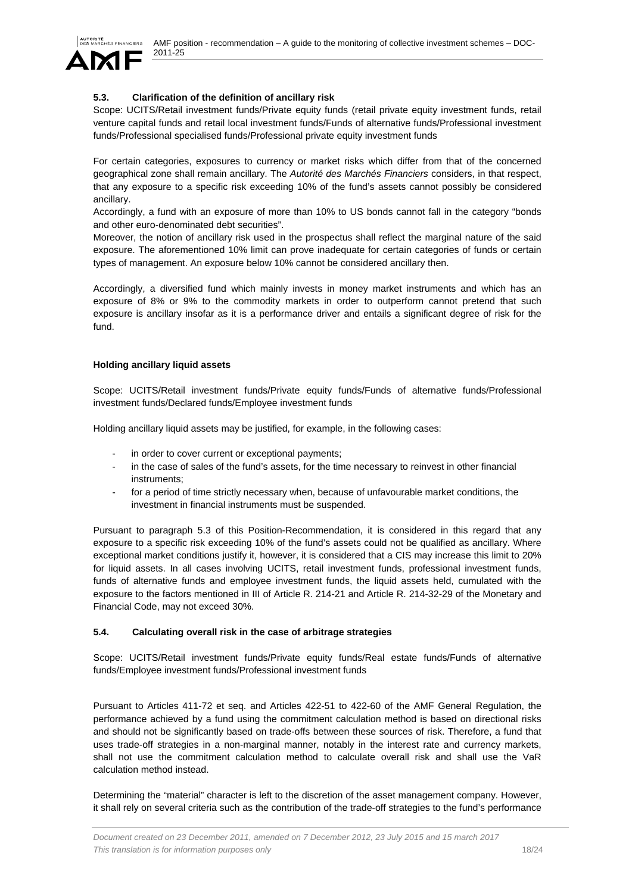### 5.3. Clarification of the definition of ancillary risk

Scope: UCITS/Retail investment funds/Private equity funds (retail private equity investment funds, retail venture capital funds and retail local investment funds/Funds of alternative funds/Professional investment funds/Professional specialised funds/Professional private equity investment funds

For certain categories, exposures to currency or market risks which differ from that of the concerned geographical zone shall remain ancillary. The *Autorité des Marchés Financiers* considers, in that respect, that any exposure to a specific risk exceeding 10% of the fund's assets cannot possibly be considered ancillary.

Accordingly, a fund with an exposure of more than 10% to US bonds cannot fall in the category "bonds and other euro-denominated debt securities".

Moreover, the notion of ancillary risk used in the prospectus shall reflect the marginal nature of the said exposure. The aforementioned 10% limit can prove inadequate for certain categories of funds or certain types of management. An exposure below 10% cannot be considered ancillary then.

Accordingly, a diversified fund which mainly invests in money market instruments and which has an exposure of 8% or 9% to the commodity markets in order to outperform cannot pretend that such exposure is ancillary insofar as it is a performance driver and entails a significant degree of risk for the fund.

**Holding ancillary liquid assets**

Scope: UCITS/Retail investment funds/Private equity funds/Funds of alternative funds/Professional investment funds/Declared funds/Employee investment funds

Holding ancillary liquid assets may be justified, for example, in the following cases:

- in order to cover current or exceptional payments;
- in the case of sales of the fund's assets, for the time necessary to reinvest in other financial instruments;
- for a period of time strictly necessary when, because of unfavourable market conditions, the investment in financial instruments must be suspended.

Pursuant to paragraph 5.3 of this Position-Recommendation, it is considered in this regard that any exposure to a specific risk exceeding 10% of the fund's assets could not be qualified as ancillary. Where exceptional market conditions justify it, however, it is considered that a CIS may increase this limit to 20% for liquid assets. In all cases involving UCITS, retail investment funds, professional investment funds, funds of alternative funds and employee investment funds, the liquid assets held, cumulated with the exposure to the factors mentioned in III of Article R. 214-21 and Article R. 214-32-29 of the Monetary and Financial Code, may not exceed 30%.

### 5.4. Calculating overall risk in the case of arbitrage strategies

Scope: UCITS/Retail investment funds/Private equity funds/Real estate funds/Funds of alternative funds/Employee investment funds/Professional investment funds

Pursuant to Articles 411-72 et seq. and Articles 422-51 to 422-60 of the AMF General Regulation, the performance achieved by a fund using the commitment calculation method is based on directional risks and should not be significantly based on trade-offs between these sources of risk. Therefore, a fund that uses trade-off strategies in a non-marginal manner, notably in the interest rate and currency markets, shall not use the commitment calculation method to calculate overall risk and shall use the VaR calculation method instead.

Determining the "material" character is left to the discretion of the asset management company. However, it shall rely on several criteria such as the contribution of the trade-off strategies to the fund's performance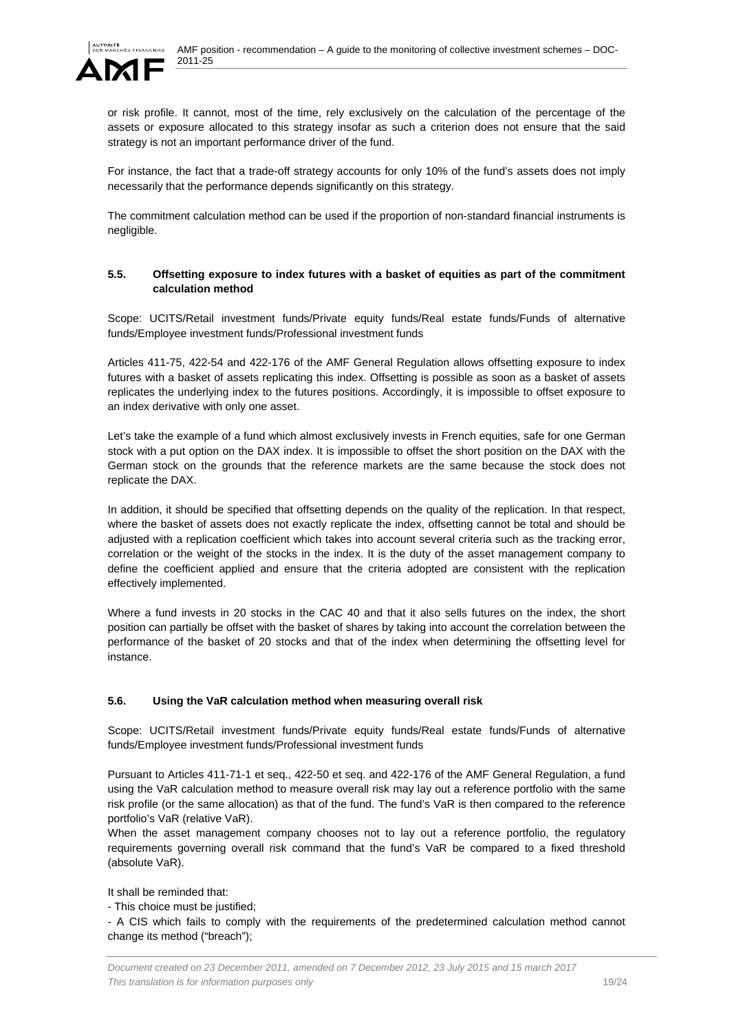or risk profile. It cannot, most of the time, rely exclusively on the calculation of the percentage of the assets or exposure allocated to this strategy insofar as such a criterion does not ensure that the said strategy is not an important performance driver of the fund.

For instance, the fact that a trade-off strategy accounts for only 10% of the fund's assets does not imply necessarily that the performance depends significantly on this strategy.

The commitment calculation method can be used if the proportion of non-standard financial instruments is negligible.

### 5.5. Offsetting exposure to index futures with a basket of equities as part of the commitment calculation method

Scope: UCITS/Retail investment funds/Private equity funds/Real estate funds/Funds of alternative funds/Employee investment funds/Professional investment funds

Articles 411-75, 422-54 and 422-176 of the AMF General Regulation allows offsetting exposure to index futures with a basket of assets replicating this index. Offsetting is possible as soon as a basket of assets replicates the underlying index to the futures positions. Accordingly, it is impossible to offset exposure to an index derivative with only one asset.

Let's take the example of a fund which almost exclusively invests in French equities, safe for one German stock with a put option on the DAX index. It is impossible to offset the short position on the DAX with the German stock on the grounds that the reference markets are the same because the stock does not replicate the DAX.

In addition, it should be specified that offsetting depends on the quality of the replication. In that respect, where the basket of assets does not exactly replicate the index, offsetting cannot be total and should be adjusted with a replication coefficient which takes into account several criteria such as the tracking error, correlation or the weight of the stocks in the index. It is the duty of the asset management company to define the coefficient applied and ensure that the criteria adopted are consistent with the replication effectively implemented.

Where a fund invests in 20 stocks in the CAC 40 and that it also sells futures on the index, the short position can partially be offset with the basket of shares by taking into account the correlation between the performance of the basket of 20 stocks and that of the index when determining the offsetting level for instance.

### 5.6. Using the VaR calculation method when measuring overall risk

Scope: UCITS/Retail investment funds/Private equity funds/Real estate funds/Funds of alternative funds/Employee investment funds/Professional investment funds

Pursuant to Articles 411-71-1 et seq., 422-50 et seq. and 422-176 of the AMF General Regulation, a fund using the VaR calculation method to measure overall risk may lay out a reference portfolio with the same risk profile (or the same allocation) as that of the fund. The fund's VaR is then compared to the reference portfolio's VaR (relative VaR).

When the asset management company chooses not to lay out a reference portfolio, the regulatory requirements governing overall risk command that the fund's VaR be compared to a fixed threshold (absolute VaR).

It shall be reminded that:

- This choice must be justified;
- A CIS which fails to comply with the requirements of the predetermined calculation method cannot change its method ("breach");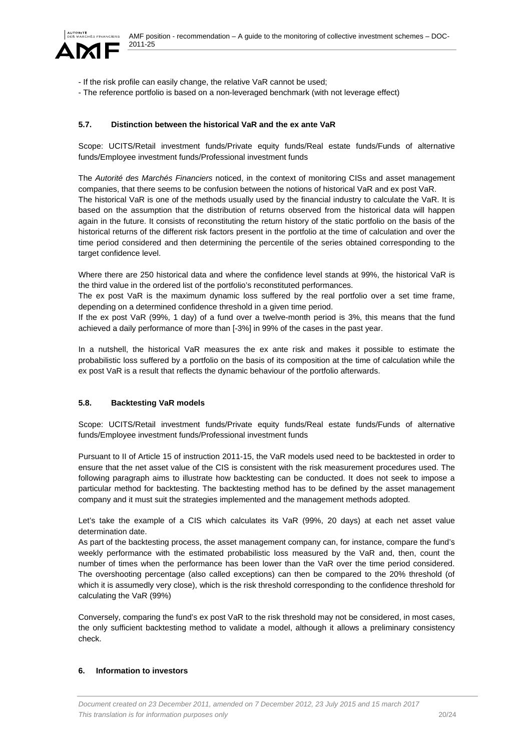- If the risk profile can easily change, the relative VaR cannot be used;
- The reference portfolio is based on a non-leveraged benchmark (with not leverage effect)

### 5.7. Distinction between the historical VaR and the ex ante VaR

Scope: UCITS/Retail investment funds/Private equity funds/Real estate funds/Funds of alternative funds/Employee investment funds/Professional investment funds

The *Autorité des Marchés Financiers* noticed, in the context of monitoring CISs and asset management companies, that there seems to be confusion between the notions of historical VaR and ex post VaR.
The historical VaR is one of the methods usually used by the financial industry to calculate the VaR. It is based on the assumption that the distribution of returns observed from the historical data will happen again in the future. It consists of reconstituting the return history of the static portfolio on the basis of the historical returns of the different risk factors present in the portfolio at the time of calculation and over the time period considered and then determining the percentile of the series obtained corresponding to the target confidence level.

Where there are 250 historical data and where the confidence level stands at 99%, the historical VaR is the third value in the ordered list of the portfolio's reconstituted performances.
The ex post VaR is the maximum dynamic loss suffered by the real portfolio over a set time frame, depending on a determined confidence threshold in a given time period.
If the ex post VaR (99%, 1 day) of a fund over a twelve-month period is 3%, this means that the fund achieved a daily performance of more than [-3%] in 99% of the cases in the past year.

In a nutshell, the historical VaR measures the ex ante risk and makes it possible to estimate the probabilistic loss suffered by a portfolio on the basis of its composition at the time of calculation while the ex post VaR is a result that reflects the dynamic behaviour of the portfolio afterwards.

### 5.8. Backtesting VaR models

Scope: UCITS/Retail investment funds/Private equity funds/Real estate funds/Funds of alternative funds/Employee investment funds/Professional investment funds

Pursuant to II of Article 15 of instruction 2011-15, the VaR models used need to be backtested in order to ensure that the net asset value of the CIS is consistent with the risk measurement procedures used. The following paragraph aims to illustrate how backtesting can be conducted. It does not seek to impose a particular method for backtesting. The backtesting method has to be defined by the asset management company and it must suit the strategies implemented and the management methods adopted.

Let's take the example of a CIS which calculates its VaR (99%, 20 days) at each net asset value determination date.
As part of the backtesting process, the asset management company can, for instance, compare the fund's weekly performance with the estimated probabilistic loss measured by the VaR and, then, count the number of times when the performance has been lower than the VaR over the time period considered. The overshooting percentage (also called exceptions) can then be compared to the 20% threshold (of which it is assumedly very close), which is the risk threshold corresponding to the confidence threshold for calculating the VaR (99%)

Conversely, comparing the fund's ex post VaR to the risk threshold may not be considered, in most cases, the only sufficient backtesting method to validate a model, although it allows a preliminary consistency check.

## 6. Information to investors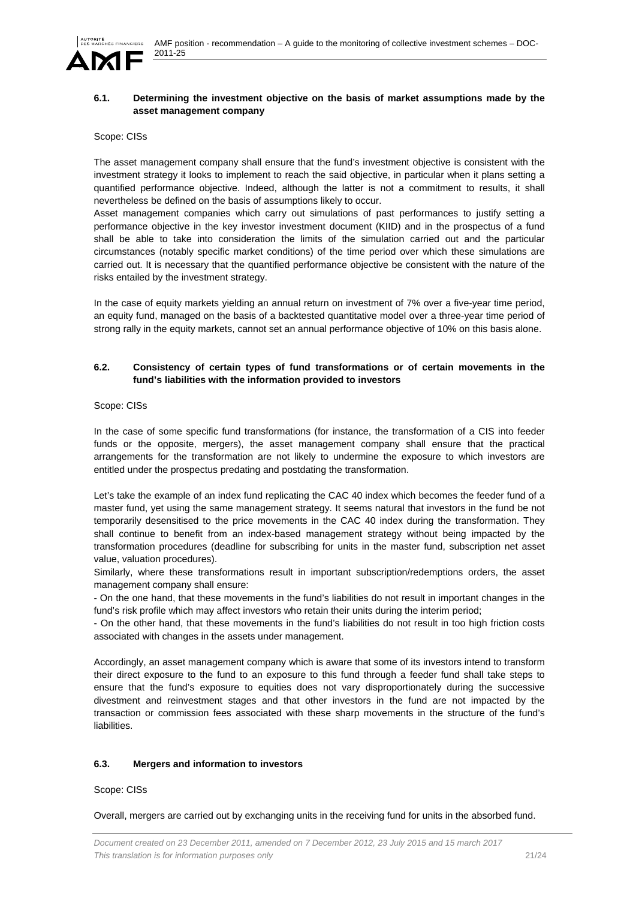### 6.1. Determining the investment objective on the basis of market assumptions made by the asset management company

Scope: CISs

The asset management company shall ensure that the fund's investment objective is consistent with the investment strategy it looks to implement to reach the said objective, in particular when it plans setting a quantified performance objective. Indeed, although the latter is not a commitment to results, it shall nevertheless be defined on the basis of assumptions likely to occur.

Asset management companies which carry out simulations of past performances to justify setting a performance objective in the key investor investment document (KIID) and in the prospectus of a fund shall be able to take into consideration the limits of the simulation carried out and the particular circumstances (notably specific market conditions) of the time period over which these simulations are carried out. It is necessary that the quantified performance objective be consistent with the nature of the risks entailed by the investment strategy.

In the case of equity markets yielding an annual return on investment of 7% over a five-year time period, an equity fund, managed on the basis of a backtested quantitative model over a three-year time period of strong rally in the equity markets, cannot set an annual performance objective of 10% on this basis alone.

### 6.2. Consistency of certain types of fund transformations or of certain movements in the fund's liabilities with the information provided to investors

Scope: CISs

In the case of some specific fund transformations (for instance, the transformation of a CIS into feeder funds or the opposite, mergers), the asset management company shall ensure that the practical arrangements for the transformation are not likely to undermine the exposure to which investors are entitled under the prospectus predating and postdating the transformation.

Let's take the example of an index fund replicating the CAC 40 index which becomes the feeder fund of a master fund, yet using the same management strategy. It seems natural that investors in the fund be not temporarily desensitised to the price movements in the CAC 40 index during the transformation. They shall continue to benefit from an index-based management strategy without being impacted by the transformation procedures (deadline for subscribing for units in the master fund, subscription net asset value, valuation procedures).

Similarly, where these transformations result in important subscription/redemptions orders, the asset management company shall ensure:

- On the one hand, that these movements in the fund's liabilities do not result in important changes in the fund's risk profile which may affect investors who retain their units during the interim period;
- On the other hand, that these movements in the fund's liabilities do not result in too high friction costs associated with changes in the assets under management.

Accordingly, an asset management company which is aware that some of its investors intend to transform their direct exposure to the fund to an exposure to this fund through a feeder fund shall take steps to ensure that the fund's exposure to equities does not vary disproportionately during the successive divestment and reinvestment stages and that other investors in the fund are not impacted by the transaction or commission fees associated with these sharp movements in the structure of the fund's liabilities.

### 6.3. Mergers and information to investors

Scope: CISs

Overall, mergers are carried out by exchanging units in the receiving fund for units in the absorbed fund.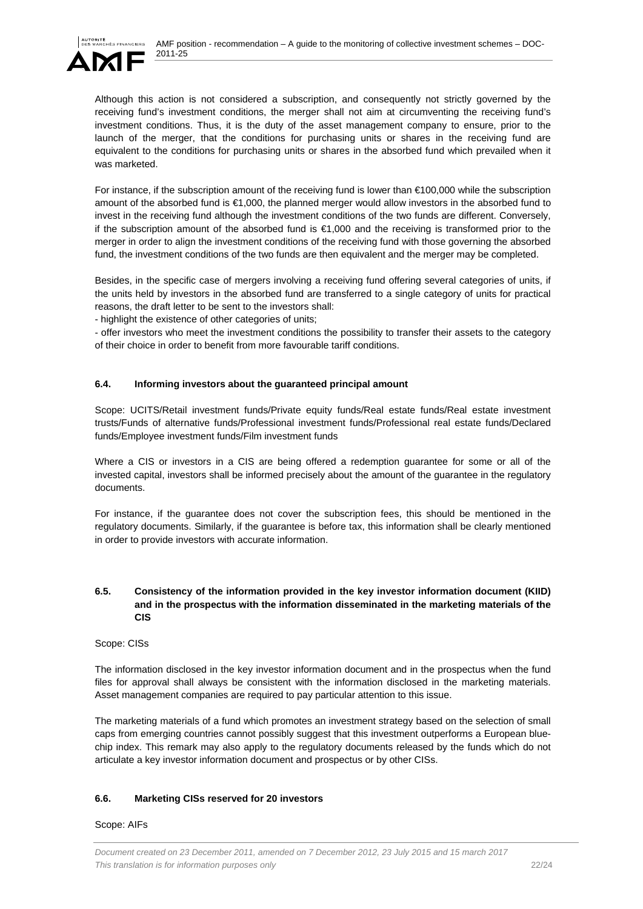Although this action is not considered a subscription, and consequently not strictly governed by the receiving fund's investment conditions, the merger shall not aim at circumventing the receiving fund's investment conditions. Thus, it is the duty of the asset management company to ensure, prior to the launch of the merger, that the conditions for purchasing units or shares in the receiving fund are equivalent to the conditions for purchasing units or shares in the absorbed fund which prevailed when it was marketed.

For instance, if the subscription amount of the receiving fund is lower than €100,000 while the subscription amount of the absorbed fund is €1,000, the planned merger would allow investors in the absorbed fund to invest in the receiving fund although the investment conditions of the two funds are different. Conversely, if the subscription amount of the absorbed fund is €1,000 and the receiving is transformed prior to the merger in order to align the investment conditions of the receiving fund with those governing the absorbed fund, the investment conditions of the two funds are then equivalent and the merger may be completed.

Besides, in the specific case of mergers involving a receiving fund offering several categories of units, if the units held by investors in the absorbed fund are transferred to a single category of units for practical reasons, the draft letter to be sent to the investors shall:

- highlight the existence of other categories of units;
- offer investors who meet the investment conditions the possibility to transfer their assets to the category of their choice in order to benefit from more favourable tariff conditions.

### 6.4. Informing investors about the guaranteed principal amount

Scope: UCITS/Retail investment funds/Private equity funds/Real estate funds/Real estate investment trusts/Funds of alternative funds/Professional investment funds/Professional real estate funds/Declared funds/Employee investment funds/Film investment funds

Where a CIS or investors in a CIS are being offered a redemption guarantee for some or all of the invested capital, investors shall be informed precisely about the amount of the guarantee in the regulatory documents.

For instance, if the guarantee does not cover the subscription fees, this should be mentioned in the regulatory documents. Similarly, if the guarantee is before tax, this information shall be clearly mentioned in order to provide investors with accurate information.

### 6.5. Consistency of the information provided in the key investor information document (KIID) and in the prospectus with the information disseminated in the marketing materials of the CIS

Scope: CISs

The information disclosed in the key investor information document and in the prospectus when the fund files for approval shall always be consistent with the information disclosed in the marketing materials. Asset management companies are required to pay particular attention to this issue.

The marketing materials of a fund which promotes an investment strategy based on the selection of small caps from emerging countries cannot possibly suggest that this investment outperforms a European blue-chip index. This remark may also apply to the regulatory documents released by the funds which do not articulate a key investor information document and prospectus or by other CISs.

### 6.6. Marketing CISs reserved for 20 investors

Scope: AIFs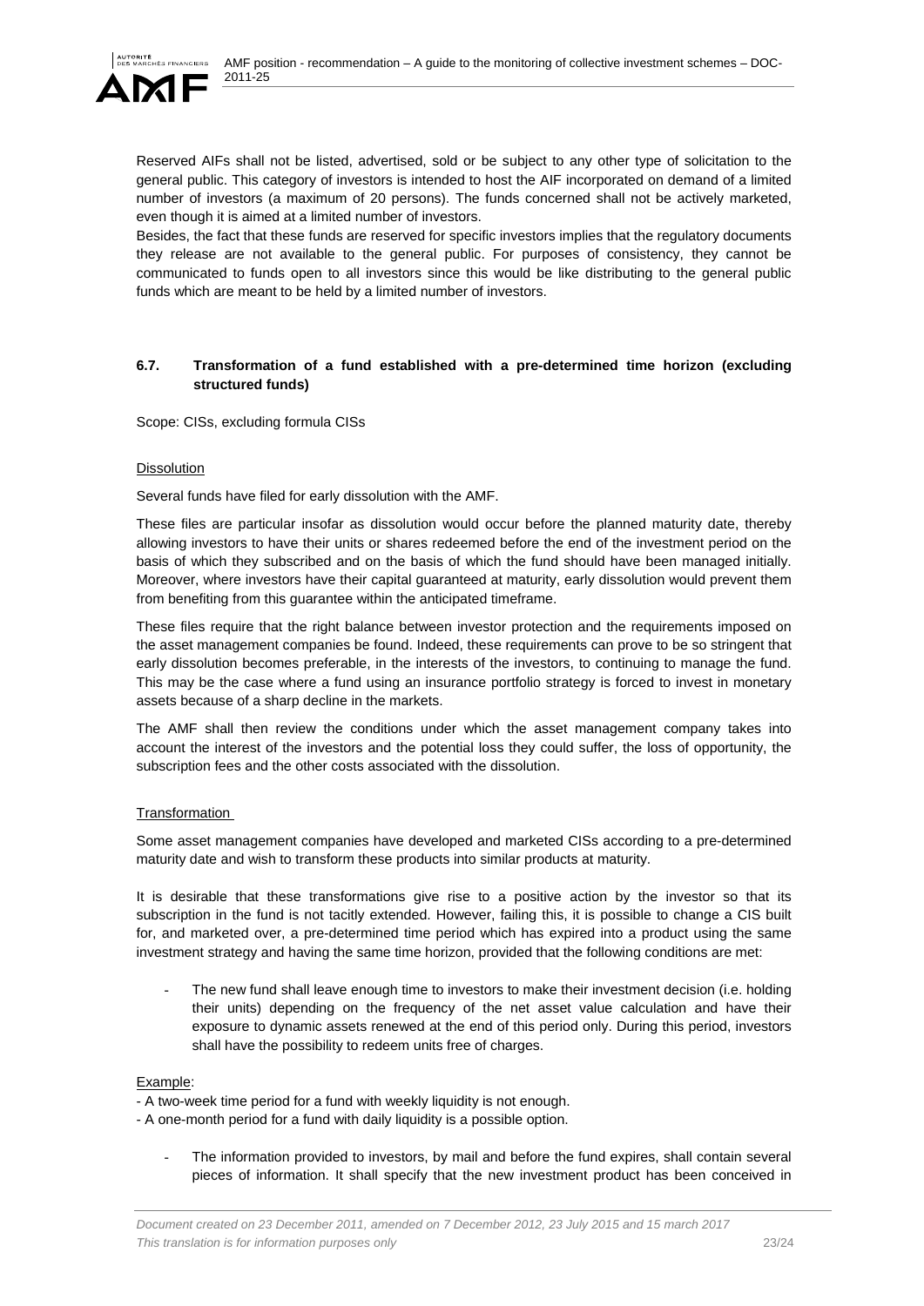Reserved AIFs shall not be listed, advertised, sold or be subject to any other type of solicitation to the general public. This category of investors is intended to host the AIF incorporated on demand of a limited number of investors (a maximum of 20 persons). The funds concerned shall not be actively marketed, even though it is aimed at a limited number of investors.

Besides, the fact that these funds are reserved for specific investors implies that the regulatory documents they release are not available to the general public. For purposes of consistency, they cannot be communicated to funds open to all investors since this would be like distributing to the general public funds which are meant to be held by a limited number of investors.

### 6.7. Transformation of a fund established with a pre-determined time horizon (excluding structured funds)

Scope: CISs, excluding formula CISs

Dissolution

Several funds have filed for early dissolution with the AMF.

These files are particular insofar as dissolution would occur before the planned maturity date, thereby allowing investors to have their units or shares redeemed before the end of the investment period on the basis of which they subscribed and on the basis of which the fund should have been managed initially. Moreover, where investors have their capital guaranteed at maturity, early dissolution would prevent them from benefiting from this guarantee within the anticipated timeframe.

These files require that the right balance between investor protection and the requirements imposed on the asset management companies be found. Indeed, these requirements can prove to be so stringent that early dissolution becomes preferable, in the interests of the investors, to continuing to manage the fund. This may be the case where a fund using an insurance portfolio strategy is forced to invest in monetary assets because of a sharp decline in the markets.

The AMF shall then review the conditions under which the asset management company takes into account the interest of the investors and the potential loss they could suffer, the loss of opportunity, the subscription fees and the other costs associated with the dissolution.

Transformation

Some asset management companies have developed and marketed CISs according to a pre-determined maturity date and wish to transform these products into similar products at maturity.

It is desirable that these transformations give rise to a positive action by the investor so that its subscription in the fund is not tacitly extended. However, failing this, it is possible to change a CIS built for, and marketed over, a pre-determined time period which has expired into a product using the same investment strategy and having the same time horizon, provided that the following conditions are met:

- The new fund shall leave enough time to investors to make their investment decision (i.e. holding their units) depending on the frequency of the net asset value calculation and have their exposure to dynamic assets renewed at the end of this period only. During this period, investors shall have the possibility to redeem units free of charges.

Example:

- A two-week time period for a fund with weekly liquidity is not enough.
- A one-month period for a fund with daily liquidity is a possible option.

- The information provided to investors, by mail and before the fund expires, shall contain several pieces of information. It shall specify that the new investment product has been conceived in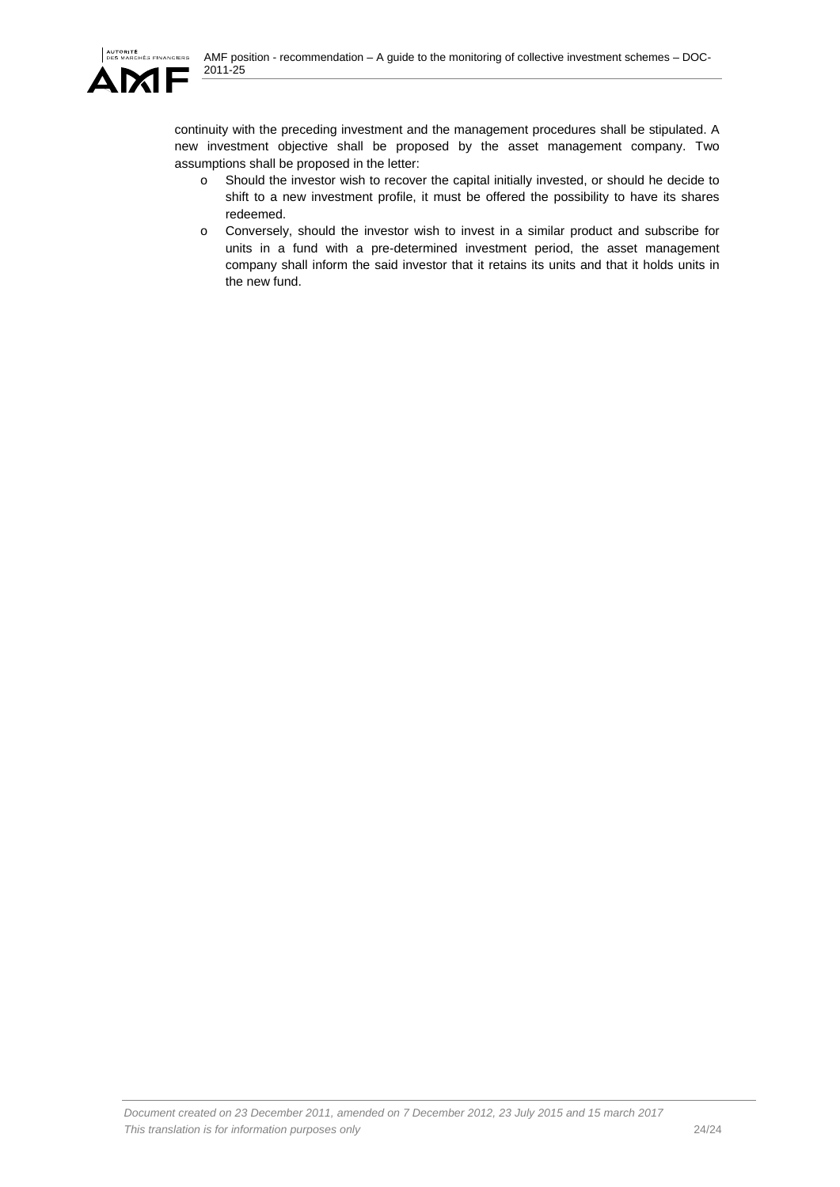continuity with the preceding investment and the management procedures shall be stipulated. A new investment objective shall be proposed by the asset management company. Two assumptions shall be proposed in the letter:

- Should the investor wish to recover the capital initially invested, or should he decide to shift to a new investment profile, it must be offered the possibility to have its shares redeemed.
- Conversely, should the investor wish to invest in a similar product and subscribe for units in a fund with a pre-determined investment period, the asset management company shall inform the said investor that it retains its units and that it holds units in the new fund.